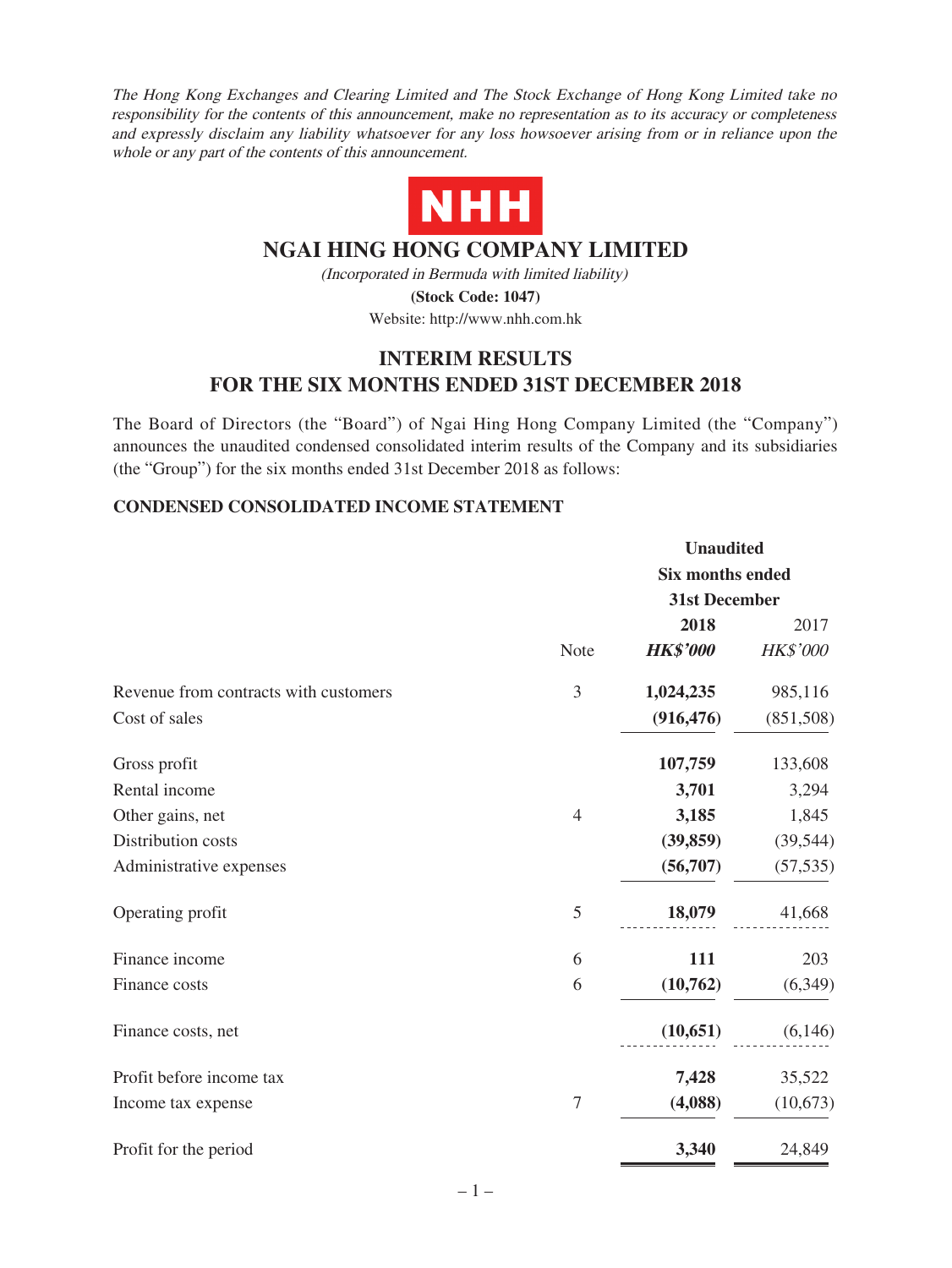*The Hong Kong Exchanges and Clearing Limited and The Stock Exchange of Hong Kong Limited take no responsibility for the contents of this announcement, make no representation as to its accuracy or completeness and expressly disclaim any liability whatsoever for any loss howsoever arising from or in reliance upon the whole or any part of the contents of this announcement.*

NHH

# NGAI HING HONG COMPANY LIMITED

*(Incorporated in Bermuda with limited liability)*

**(Stock Code: 1047)**

Website: http://www.nhh.com.hk

## INTERIM RESULTS FOR THE SIX MONTHS ENDED 31ST DECEMBER 2018

The Board of Directors (the "Board") of Ngai Hing Hong Company Limited (the "Company") announces the unaudited condensed consolidated interim results of the Company and its subsidiaries (the "Group") for the six months ended 31st December 2018 as follows:

### CONDENSED CONSOLIDATED INCOME STATEMENT

| | | Unaudited Six months ended 31st December | |
|---|---|---|---|
| | | **2018** | 2017 |
| | Note | ***HK$'000*** | *HK$'000* |
| Revenue from contracts with customers | 3 | **1,024,235** | 985,116 |
| Cost of sales | | **(916,476)** | (851,508) |
| Gross profit | | **107,759** | 133,608 |
| Rental income | | **3,701** | 3,294 |
| Other gains, net | 4 | **3,185** | 1,845 |
| Distribution costs | | **(39,859)** | (39,544) |
| Administrative expenses | | **(56,707)** | (57,535) |
| Operating profit | 5 | **18,079** | 41,668 |
| Finance income | 6 | **111** | 203 |
| Finance costs | 6 | **(10,762)** | (6,349) |
| Finance costs, net | | **(10,651)** | (6,146) |
| Profit before income tax | | **7,428** | 35,522 |
| Income tax expense | 7 | **(4,088)** | (10,673) |
| Profit for the period | | **3,340** | 24,849 |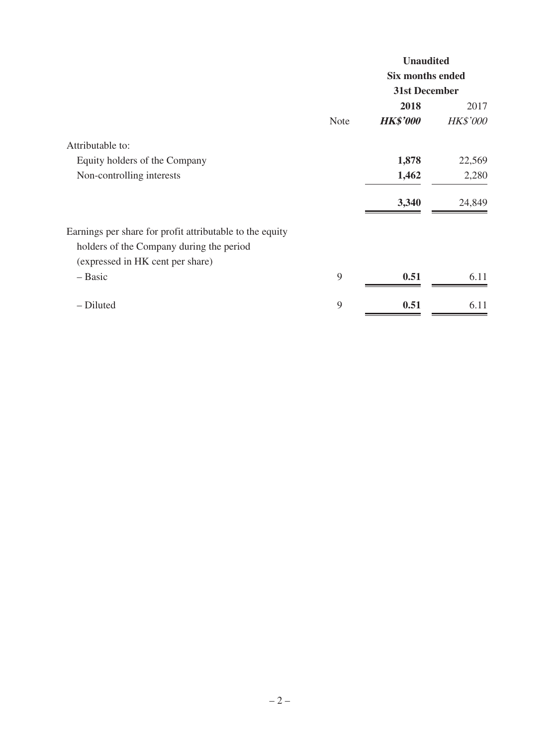| | Note | Unaudited Six months ended 31st December 2018 HK$'000 | 2017 HK$'000 |
|---|---|---|---|
| Attributable to: | | | |
| Equity holders of the Company | | **1,878** | 22,569 |
| Non-controlling interests | | **1,462** | 2,280 |
| | | **3,340** | 24,849 |
| Earnings per share for profit attributable to the equity holders of the Company during the period (expressed in HK cent per share) | | | |
| – Basic | 9 | **0.51** | 6.11 |
| – Diluted | 9 | **0.51** | 6.11 |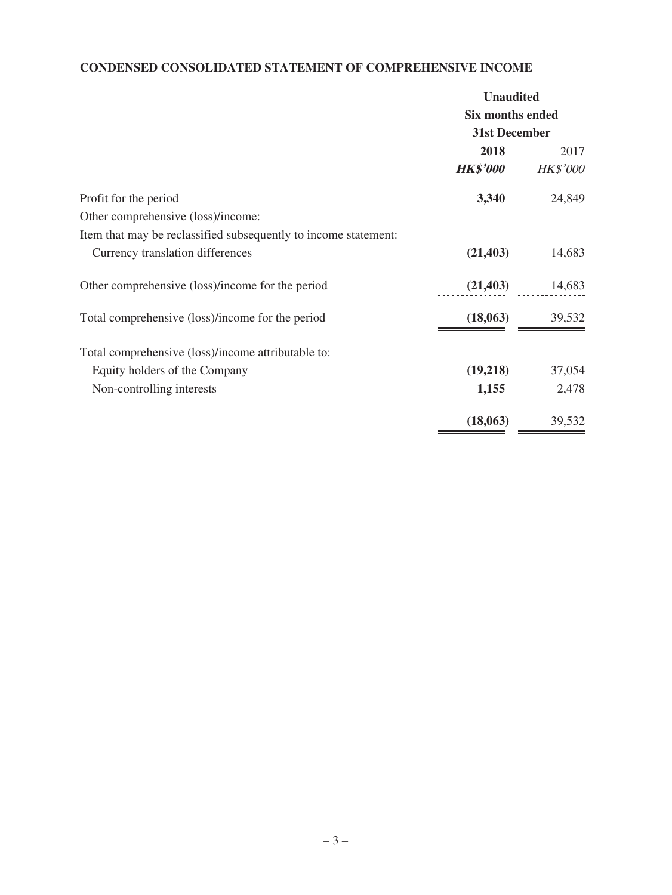## CONDENSED CONSOLIDATED STATEMENT OF COMPREHENSIVE INCOME

| | **Unaudited** | |
|---|---|---|
| | **Six months ended** | |
| | **31st December** | |
| | **2018** | 2017 |
| | ***HK$'000*** | *HK$'000* |
| Profit for the period | **3,340** | 24,849 |
| Other comprehensive (loss)/income: | | |
| Item that may be reclassified subsequently to income statement: | | |
| Currency translation differences | **(21,403)** | 14,683 |
| Other comprehensive (loss)/income for the period | **(21,403)** | 14,683 |
| Total comprehensive (loss)/income for the period | **(18,063)** | 39,532 |
| Total comprehensive (loss)/income attributable to: | | |
| Equity holders of the Company | **(19,218)** | 37,054 |
| Non-controlling interests | **1,155** | 2,478 |
| | **(18,063)** | 39,532 |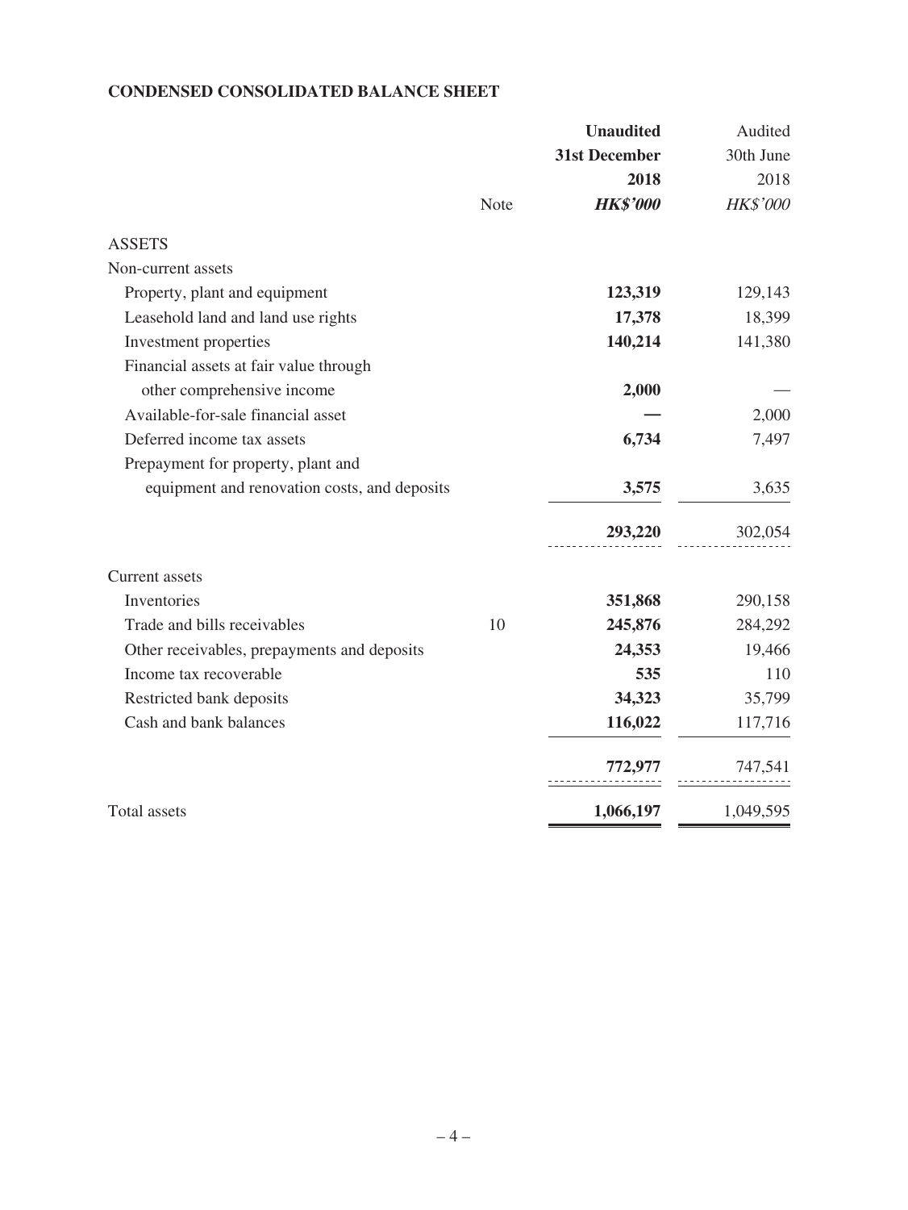## CONDENSED CONSOLIDATED BALANCE SHEET

| | Note | **Unaudited 31st December 2018** ***HK$'000*** | Audited 30th June 2018 *HK$'000* |
|---|---|---|---|
| ASSETS | | | |
| Non-current assets | | | |
| Property, plant and equipment | | **123,319** | 129,143 |
| Leasehold land and land use rights | | **17,378** | 18,399 |
| Investment properties | | **140,214** | 141,380 |
| Financial assets at fair value through other comprehensive income | | **2,000** | — |
| Available-for-sale financial asset | | **—** | 2,000 |
| Deferred income tax assets | | **6,734** | 7,497 |
| Prepayment for property, plant and equipment and renovation costs, and deposits | | **3,575** | 3,635 |
| | | **293,220** | 302,054 |
| Current assets | | | |
| Inventories | | **351,868** | 290,158 |
| Trade and bills receivables | 10 | **245,876** | 284,292 |
| Other receivables, prepayments and deposits | | **24,353** | 19,466 |
| Income tax recoverable | | **535** | 110 |
| Restricted bank deposits | | **34,323** | 35,799 |
| Cash and bank balances | | **116,022** | 117,716 |
| | | **772,977** | 747,541 |
| Total assets | | **1,066,197** | 1,049,595 |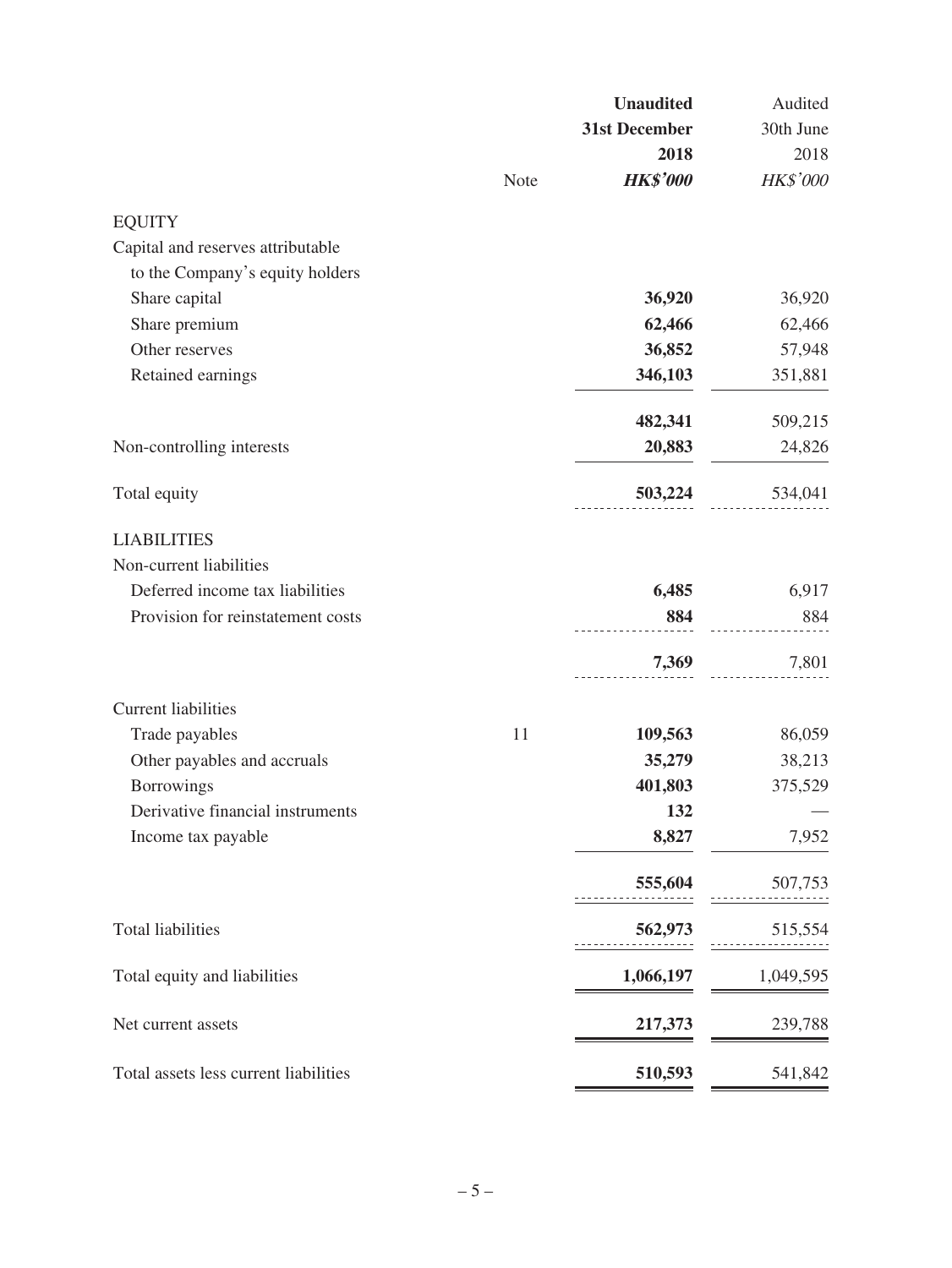| | Note | **Unaudited 31st December 2018 *HK$'000*** | Audited 30th June 2018 *HK$'000* |
|---|---|---|---|
| EQUITY | | | |
| Capital and reserves attributable to the Company's equity holders | | | |
| Share capital | | **36,920** | 36,920 |
| Share premium | | **62,466** | 62,466 |
| Other reserves | | **36,852** | 57,948 |
| Retained earnings | | **346,103** | 351,881 |
| | | **482,341** | 509,215 |
| Non-controlling interests | | **20,883** | 24,826 |
| Total equity | | **503,224** | 534,041 |
| LIABILITIES | | | |
| Non-current liabilities | | | |
| Deferred income tax liabilities | | **6,485** | 6,917 |
| Provision for reinstatement costs | | **884** | 884 |
| | | **7,369** | 7,801 |
| Current liabilities | | | |
| Trade payables | 11 | **109,563** | 86,059 |
| Other payables and accruals | | **35,279** | 38,213 |
| Borrowings | | **401,803** | 375,529 |
| Derivative financial instruments | | **132** | — |
| Income tax payable | | **8,827** | 7,952 |
| | | **555,604** | 507,753 |
| Total liabilities | | **562,973** | 515,554 |
| Total equity and liabilities | | **1,066,197** | 1,049,595 |
| Net current assets | | **217,373** | 239,788 |
| Total assets less current liabilities | | **510,593** | 541,842 |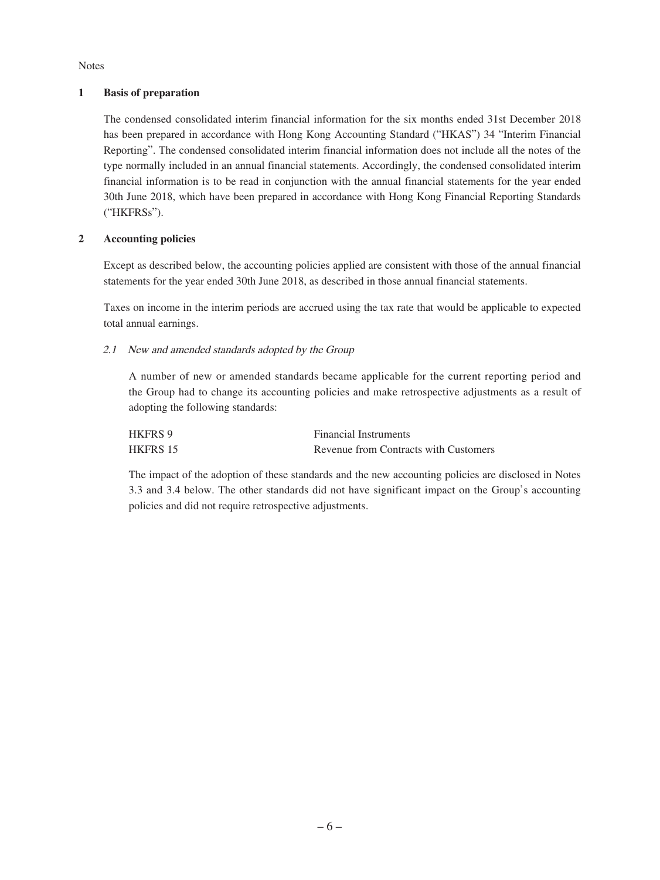Notes

## 1 Basis of preparation

The condensed consolidated interim financial information for the six months ended 31st December 2018 has been prepared in accordance with Hong Kong Accounting Standard ("HKAS") 34 "Interim Financial Reporting". The condensed consolidated interim financial information does not include all the notes of the type normally included in an annual financial statements. Accordingly, the condensed consolidated interim financial information is to be read in conjunction with the annual financial statements for the year ended 30th June 2018, which have been prepared in accordance with Hong Kong Financial Reporting Standards ("HKFRSs").

## 2 Accounting policies

Except as described below, the accounting policies applied are consistent with those of the annual financial statements for the year ended 30th June 2018, as described in those annual financial statements.

Taxes on income in the interim periods are accrued using the tax rate that would be applicable to expected total annual earnings.

### *2.1 New and amended standards adopted by the Group*

A number of new or amended standards became applicable for the current reporting period and the Group had to change its accounting policies and make retrospective adjustments as a result of adopting the following standards:

| | |
|---|---|
| HKFRS 9 | Financial Instruments |
| HKFRS 15 | Revenue from Contracts with Customers |

The impact of the adoption of these standards and the new accounting policies are disclosed in Notes 3.3 and 3.4 below. The other standards did not have significant impact on the Group's accounting policies and did not require retrospective adjustments.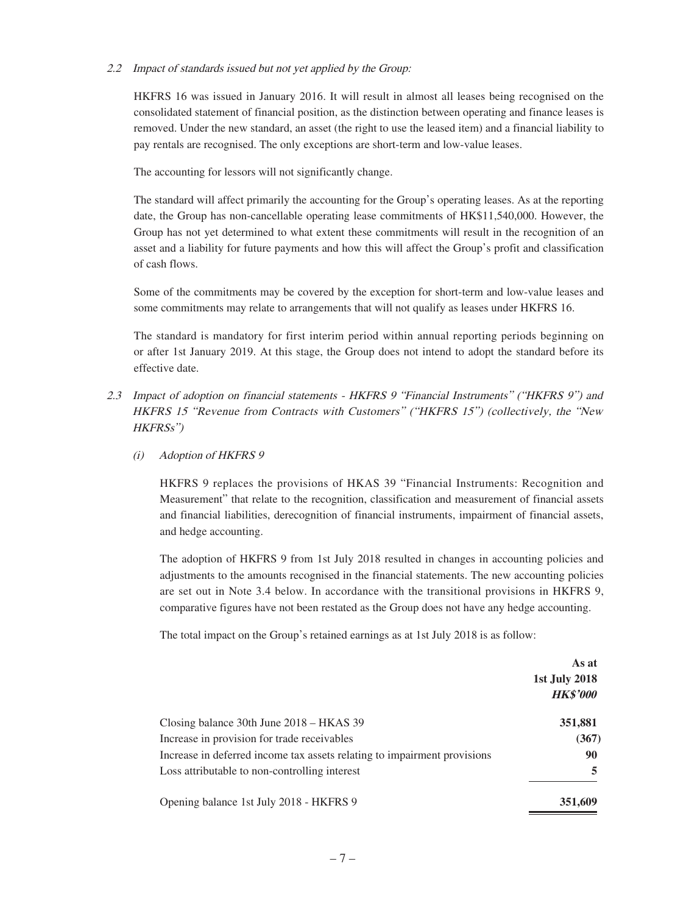*2.2 Impact of standards issued but not yet applied by the Group:*

HKFRS 16 was issued in January 2016. It will result in almost all leases being recognised on the consolidated statement of financial position, as the distinction between operating and finance leases is removed. Under the new standard, an asset (the right to use the leased item) and a financial liability to pay rentals are recognised. The only exceptions are short-term and low-value leases.

The accounting for lessors will not significantly change.

The standard will affect primarily the accounting for the Group's operating leases. As at the reporting date, the Group has non-cancellable operating lease commitments of HK$11,540,000. However, the Group has not yet determined to what extent these commitments will result in the recognition of an asset and a liability for future payments and how this will affect the Group's profit and classification of cash flows.

Some of the commitments may be covered by the exception for short-term and low-value leases and some commitments may relate to arrangements that will not qualify as leases under HKFRS 16.

The standard is mandatory for first interim period within annual reporting periods beginning on or after 1st January 2019. At this stage, the Group does not intend to adopt the standard before its effective date.

*2.3 Impact of adoption on financial statements - HKFRS 9 "Financial Instruments" ("HKFRS 9") and HKFRS 15 "Revenue from Contracts with Customers" ("HKFRS 15") (collectively, the "New HKFRSs")*

*(i) Adoption of HKFRS 9*

HKFRS 9 replaces the provisions of HKAS 39 "Financial Instruments: Recognition and Measurement" that relate to the recognition, classification and measurement of financial assets and financial liabilities, derecognition of financial instruments, impairment of financial assets, and hedge accounting.

The adoption of HKFRS 9 from 1st July 2018 resulted in changes in accounting policies and adjustments to the amounts recognised in the financial statements. The new accounting policies are set out in Note 3.4 below. In accordance with the transitional provisions in HKFRS 9, comparative figures have not been restated as the Group does not have any hedge accounting.

The total impact on the Group's retained earnings as at 1st July 2018 is as follow:

| | **As at 1st July 2018** ***HK$'000*** |
|---|---|
| Closing balance 30th June 2018 – HKAS 39 | **351,881** |
| Increase in provision for trade receivables | **(367)** |
| Increase in deferred income tax assets relating to impairment provisions | **90** |
| Loss attributable to non-controlling interest | **5** |
| Opening balance 1st July 2018 - HKFRS 9 | **351,609** |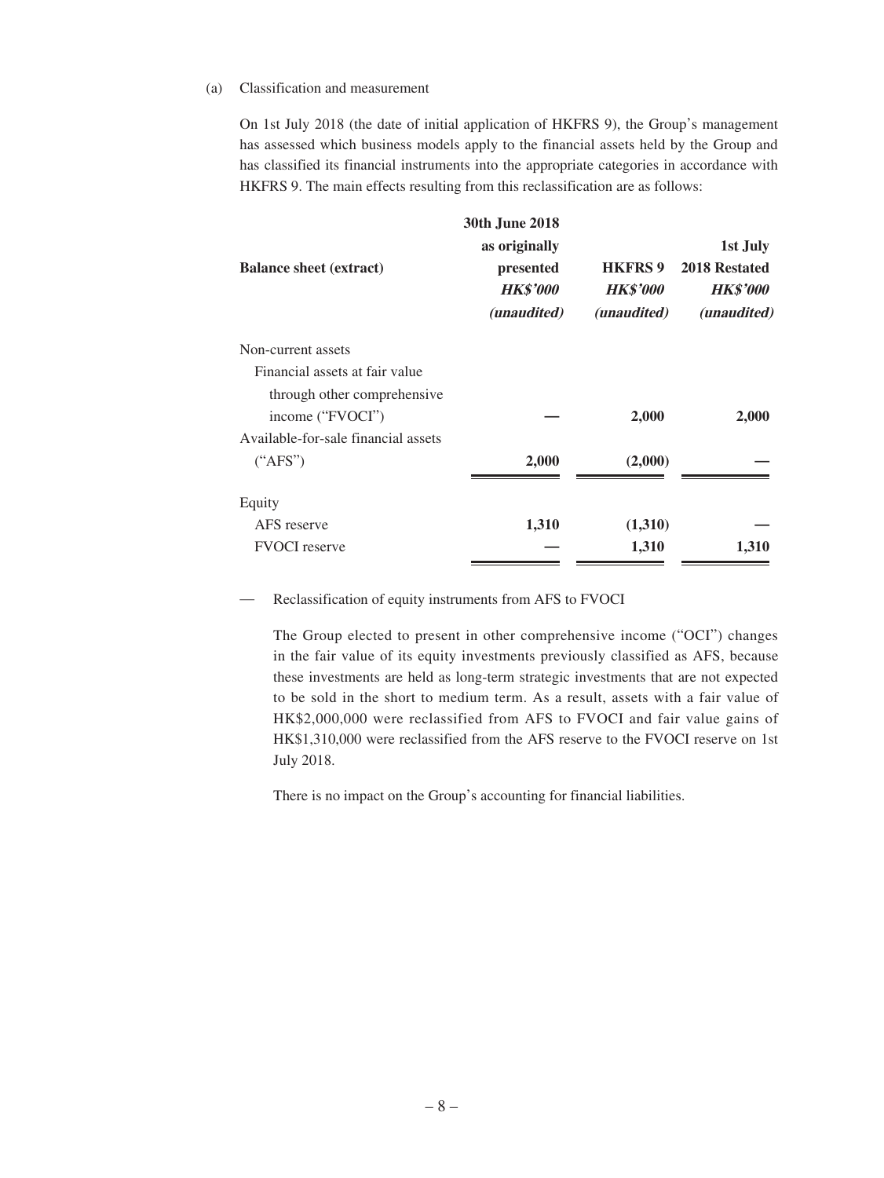(a) Classification and measurement

On 1st July 2018 (the date of initial application of HKFRS 9), the Group's management has assessed which business models apply to the financial assets held by the Group and has classified its financial instruments into the appropriate categories in accordance with HKFRS 9. The main effects resulting from this reclassification are as follows:

| **Balance sheet (extract)** | **30th June 2018 as originally presented** *HK$'000* *(unaudited)* | **HKFRS 9** *HK$'000* *(unaudited)* | **1st July 2018 Restated** *HK$'000* *(unaudited)* |
|---|---|---|---|
| Non-current assets | | | |
| Financial assets at fair value through other comprehensive income ("FVOCI") | — | 2,000 | 2,000 |
| Available-for-sale financial assets ("AFS") | 2,000 | (2,000) | — |
| Equity | | | |
| AFS reserve | 1,310 | (1,310) | — |
| FVOCI reserve | — | 1,310 | 1,310 |

— Reclassification of equity instruments from AFS to FVOCI

The Group elected to present in other comprehensive income ("OCI") changes in the fair value of its equity investments previously classified as AFS, because these investments are held as long-term strategic investments that are not expected to be sold in the short to medium term. As a result, assets with a fair value of HK$2,000,000 were reclassified from AFS to FVOCI and fair value gains of HK$1,310,000 were reclassified from the AFS reserve to the FVOCI reserve on 1st July 2018.

There is no impact on the Group's accounting for financial liabilities.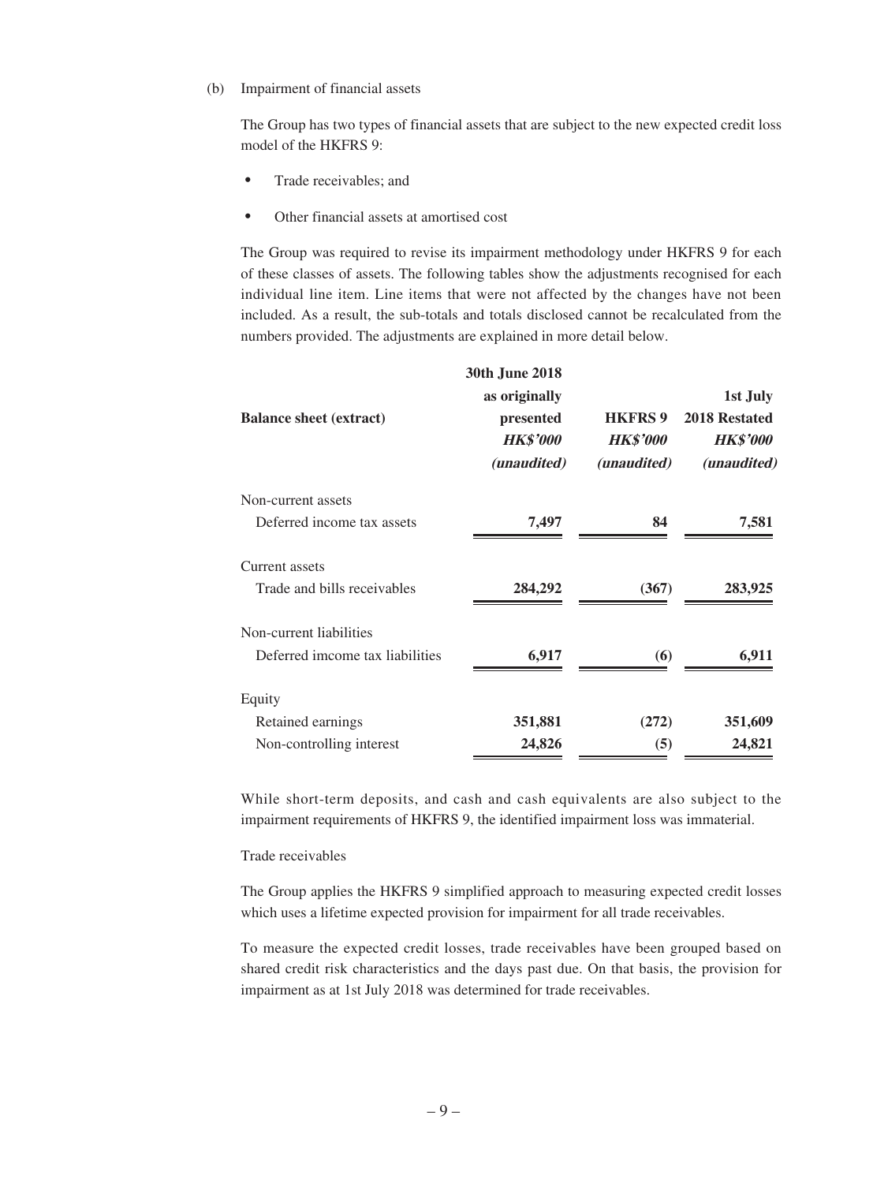(b) Impairment of financial assets

The Group has two types of financial assets that are subject to the new expected credit loss model of the HKFRS 9:

- Trade receivables; and
- Other financial assets at amortised cost

The Group was required to revise its impairment methodology under HKFRS 9 for each of these classes of assets. The following tables show the adjustments recognised for each individual line item. Line items that were not affected by the changes have not been included. As a result, the sub-totals and totals disclosed cannot be recalculated from the numbers provided. The adjustments are explained in more detail below.

| **Balance sheet (extract)** | **30th June 2018 as originally presented** *HK$'000* *(unaudited)* | **HKFRS 9** *HK$'000* *(unaudited)* | **1st July 2018 Restated** *HK$'000* *(unaudited)* |
|---|---|---|---|
| Non-current assets | | | |
| Deferred income tax assets | **7,497** | **84** | **7,581** |
| Current assets | | | |
| Trade and bills receivables | **284,292** | **(367)** | **283,925** |
| Non-current liabilities | | | |
| Deferred imcome tax liabilities | **6,917** | **(6)** | **6,911** |
| Equity | | | |
| Retained earnings | **351,881** | **(272)** | **351,609** |
| Non-controlling interest | **24,826** | **(5)** | **24,821** |

While short-term deposits, and cash and cash equivalents are also subject to the impairment requirements of HKFRS 9, the identified impairment loss was immaterial.

Trade receivables

The Group applies the HKFRS 9 simplified approach to measuring expected credit losses which uses a lifetime expected provision for impairment for all trade receivables.

To measure the expected credit losses, trade receivables have been grouped based on shared credit risk characteristics and the days past due. On that basis, the provision for impairment as at 1st July 2018 was determined for trade receivables.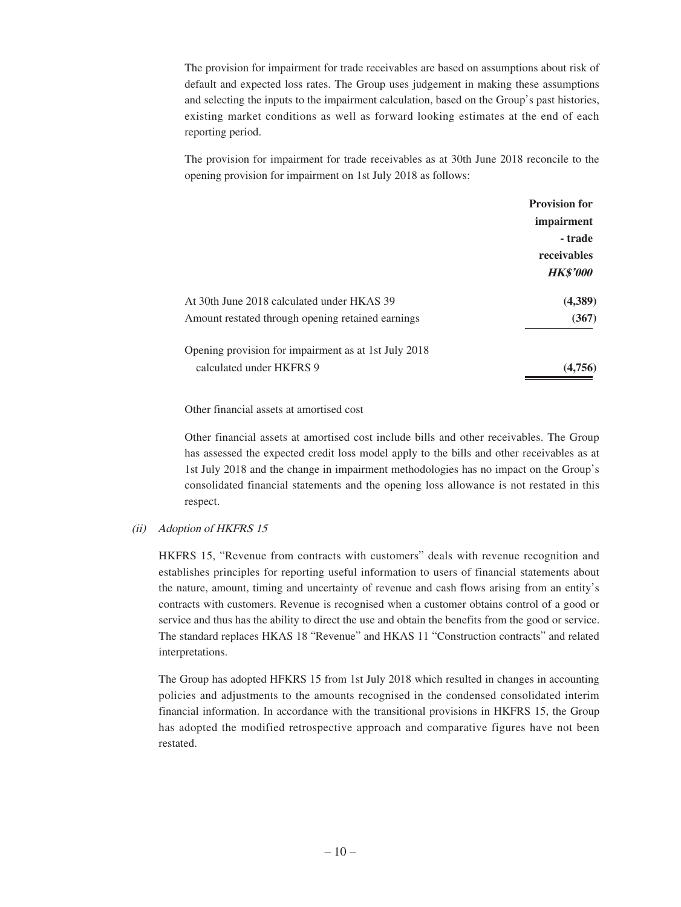The provision for impairment for trade receivables are based on assumptions about risk of default and expected loss rates. The Group uses judgement in making these assumptions and selecting the inputs to the impairment calculation, based on the Group's past histories, existing market conditions as well as forward looking estimates at the end of each reporting period.

The provision for impairment for trade receivables as at 30th June 2018 reconcile to the opening provision for impairment on 1st July 2018 as follows:

| | **Provision for impairment - trade receivables** |
|---|---|
| | ***HK$'000*** |
| At 30th June 2018 calculated under HKAS 39 | **(4,389)** |
| Amount restated through opening retained earnings | **(367)** |
| Opening provision for impairment as at 1st July 2018 calculated under HKFRS 9 | **(4,756)** |

Other financial assets at amortised cost

Other financial assets at amortised cost include bills and other receivables. The Group has assessed the expected credit loss model apply to the bills and other receivables as at 1st July 2018 and the change in impairment methodologies has no impact on the Group's consolidated financial statements and the opening loss allowance is not restated in this respect.

*(ii) Adoption of HKFRS 15*

HKFRS 15, "Revenue from contracts with customers" deals with revenue recognition and establishes principles for reporting useful information to users of financial statements about the nature, amount, timing and uncertainty of revenue and cash flows arising from an entity's contracts with customers. Revenue is recognised when a customer obtains control of a good or service and thus has the ability to direct the use and obtain the benefits from the good or service. The standard replaces HKAS 18 "Revenue" and HKAS 11 "Construction contracts" and related interpretations.

The Group has adopted HFKRS 15 from 1st July 2018 which resulted in changes in accounting policies and adjustments to the amounts recognised in the condensed consolidated interim financial information. In accordance with the transitional provisions in HKFRS 15, the Group has adopted the modified retrospective approach and comparative figures have not been restated.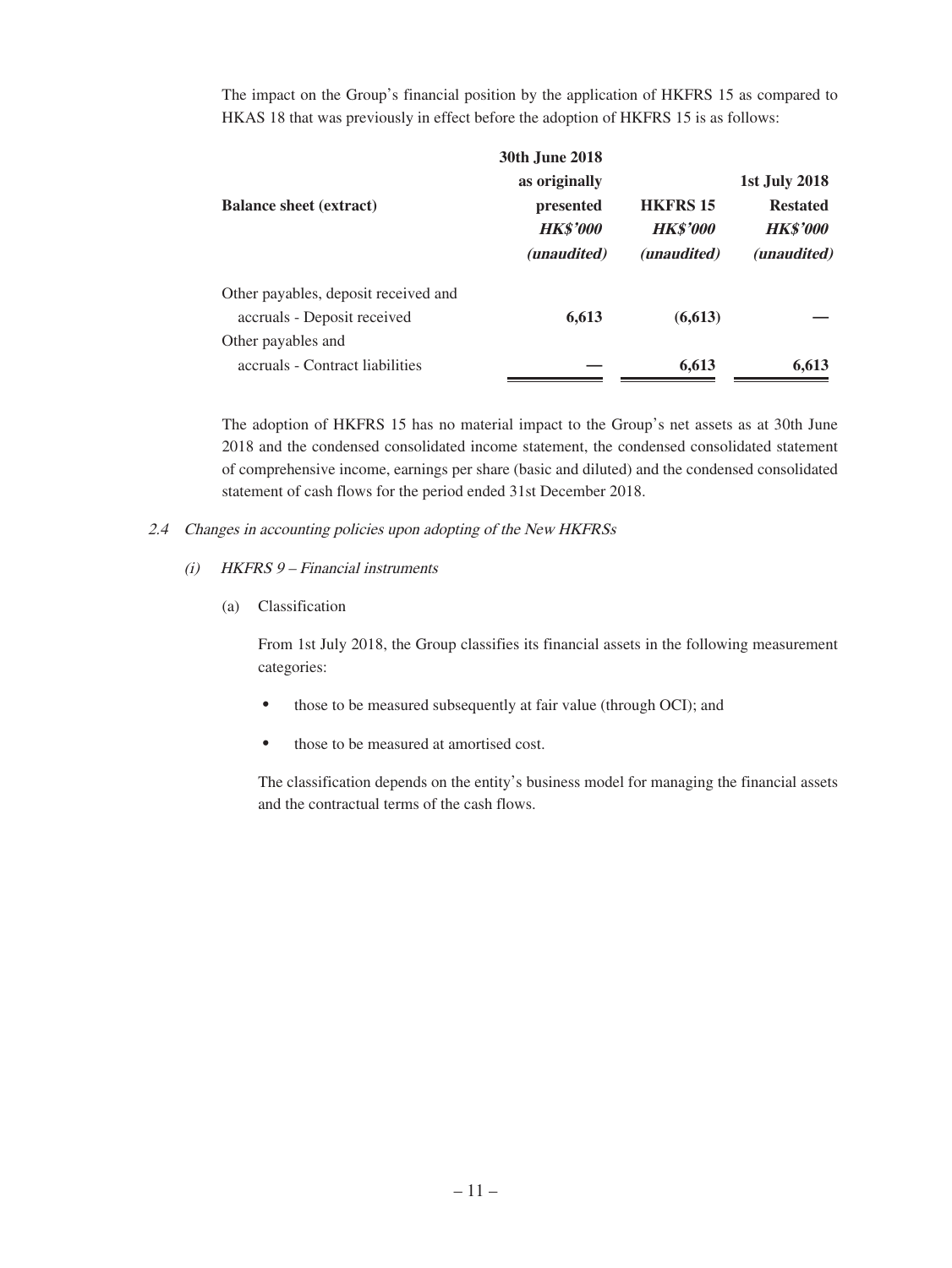The impact on the Group's financial position by the application of HKFRS 15 as compared to HKAS 18 that was previously in effect before the adoption of HKFRS 15 is as follows:

| Balance sheet (extract) | 30th June 2018 as originally presented *HK$'000* *(unaudited)* | HKFRS 15 *HK$'000* *(unaudited)* | 1st July 2018 Restated *HK$'000* *(unaudited)* |
|---|---|---|---|
| Other payables, deposit received and accruals - Deposit received | **6,613** | **(6,613)** | **—** |
| Other payables and accruals - Contract liabilities | **—** | **6,613** | **6,613** |

The adoption of HKFRS 15 has no material impact to the Group's net assets as at 30th June 2018 and the condensed consolidated income statement, the condensed consolidated statement of comprehensive income, earnings per share (basic and diluted) and the condensed consolidated statement of cash flows for the period ended 31st December 2018.

### 2.4 *Changes in accounting policies upon adopting of the New HKFRSs*

#### (i) *HKFRS 9 – Financial instruments*

(a) Classification

From 1st July 2018, the Group classifies its financial assets in the following measurement categories:

- those to be measured subsequently at fair value (through OCI); and
- those to be measured at amortised cost.

The classification depends on the entity's business model for managing the financial assets and the contractual terms of the cash flows.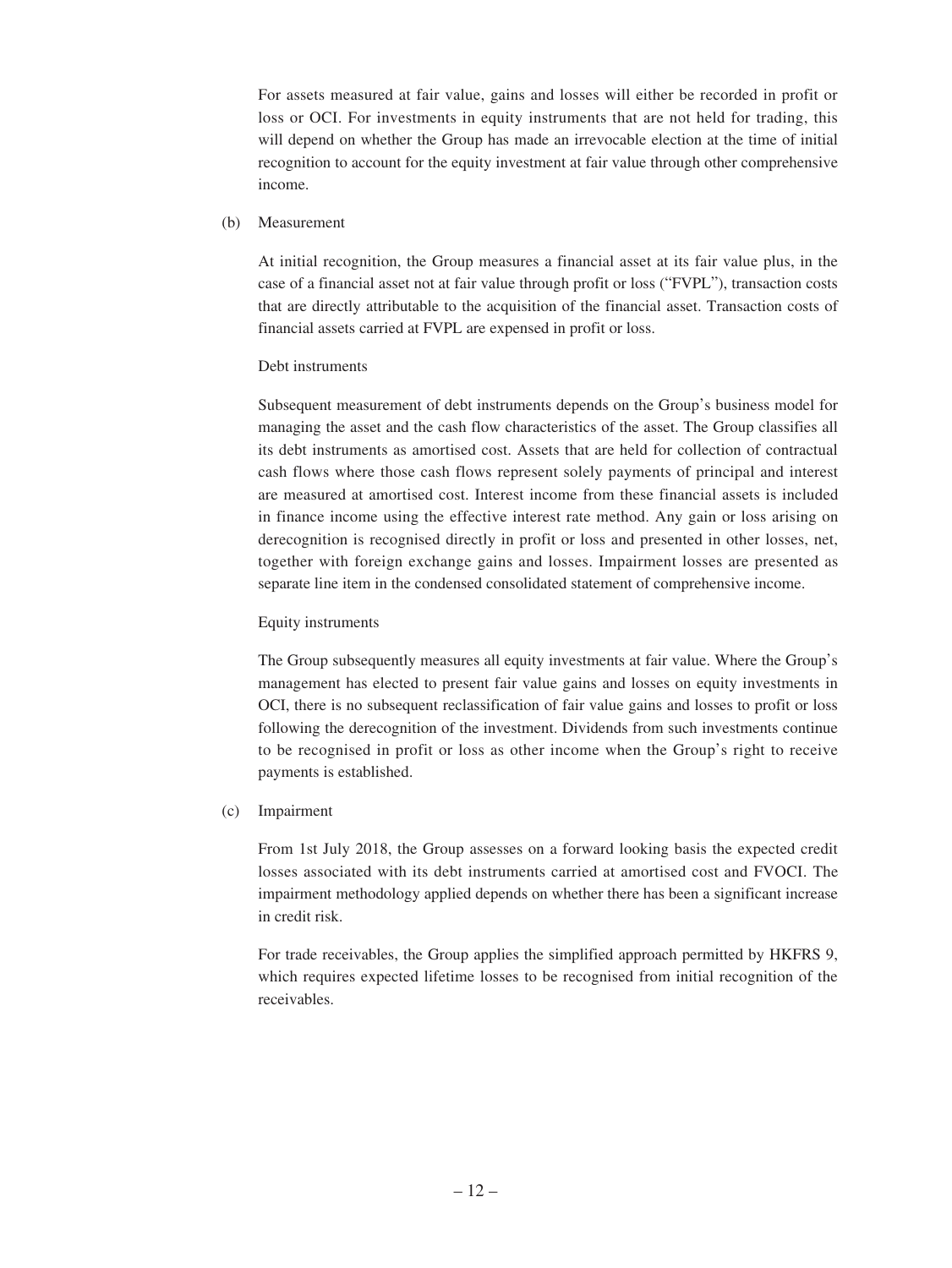For assets measured at fair value, gains and losses will either be recorded in profit or loss or OCI. For investments in equity instruments that are not held for trading, this will depend on whether the Group has made an irrevocable election at the time of initial recognition to account for the equity investment at fair value through other comprehensive income.

(b) Measurement

At initial recognition, the Group measures a financial asset at its fair value plus, in the case of a financial asset not at fair value through profit or loss ("FVPL"), transaction costs that are directly attributable to the acquisition of the financial asset. Transaction costs of financial assets carried at FVPL are expensed in profit or loss.

Debt instruments

Subsequent measurement of debt instruments depends on the Group's business model for managing the asset and the cash flow characteristics of the asset. The Group classifies all its debt instruments as amortised cost. Assets that are held for collection of contractual cash flows where those cash flows represent solely payments of principal and interest are measured at amortised cost. Interest income from these financial assets is included in finance income using the effective interest rate method. Any gain or loss arising on derecognition is recognised directly in profit or loss and presented in other losses, net, together with foreign exchange gains and losses. Impairment losses are presented as separate line item in the condensed consolidated statement of comprehensive income.

Equity instruments

The Group subsequently measures all equity investments at fair value. Where the Group's management has elected to present fair value gains and losses on equity investments in OCI, there is no subsequent reclassification of fair value gains and losses to profit or loss following the derecognition of the investment. Dividends from such investments continue to be recognised in profit or loss as other income when the Group's right to receive payments is established.

(c) Impairment

From 1st July 2018, the Group assesses on a forward looking basis the expected credit losses associated with its debt instruments carried at amortised cost and FVOCI. The impairment methodology applied depends on whether there has been a significant increase in credit risk.

For trade receivables, the Group applies the simplified approach permitted by HKFRS 9, which requires expected lifetime losses to be recognised from initial recognition of the receivables.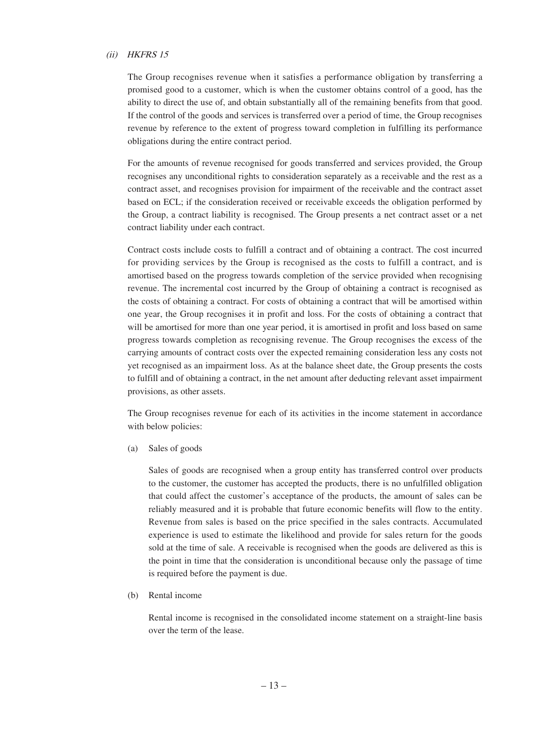*(ii) HKFRS 15*

The Group recognises revenue when it satisfies a performance obligation by transferring a promised good to a customer, which is when the customer obtains control of a good, has the ability to direct the use of, and obtain substantially all of the remaining benefits from that good. If the control of the goods and services is transferred over a period of time, the Group recognises revenue by reference to the extent of progress toward completion in fulfilling its performance obligations during the entire contract period.

For the amounts of revenue recognised for goods transferred and services provided, the Group recognises any unconditional rights to consideration separately as a receivable and the rest as a contract asset, and recognises provision for impairment of the receivable and the contract asset based on ECL; if the consideration received or receivable exceeds the obligation performed by the Group, a contract liability is recognised. The Group presents a net contract asset or a net contract liability under each contract.

Contract costs include costs to fulfill a contract and of obtaining a contract. The cost incurred for providing services by the Group is recognised as the costs to fulfill a contract, and is amortised based on the progress towards completion of the service provided when recognising revenue. The incremental cost incurred by the Group of obtaining a contract is recognised as the costs of obtaining a contract. For costs of obtaining a contract that will be amortised within one year, the Group recognises it in profit and loss. For the costs of obtaining a contract that will be amortised for more than one year period, it is amortised in profit and loss based on same progress towards completion as recognising revenue. The Group recognises the excess of the carrying amounts of contract costs over the expected remaining consideration less any costs not yet recognised as an impairment loss. As at the balance sheet date, the Group presents the costs to fulfill and of obtaining a contract, in the net amount after deducting relevant asset impairment provisions, as other assets.

The Group recognises revenue for each of its activities in the income statement in accordance with below policies:

(a) Sales of goods

Sales of goods are recognised when a group entity has transferred control over products to the customer, the customer has accepted the products, there is no unfulfilled obligation that could affect the customer's acceptance of the products, the amount of sales can be reliably measured and it is probable that future economic benefits will flow to the entity. Revenue from sales is based on the price specified in the sales contracts. Accumulated experience is used to estimate the likelihood and provide for sales return for the goods sold at the time of sale. A receivable is recognised when the goods are delivered as this is the point in time that the consideration is unconditional because only the passage of time is required before the payment is due.

(b) Rental income

Rental income is recognised in the consolidated income statement on a straight-line basis over the term of the lease.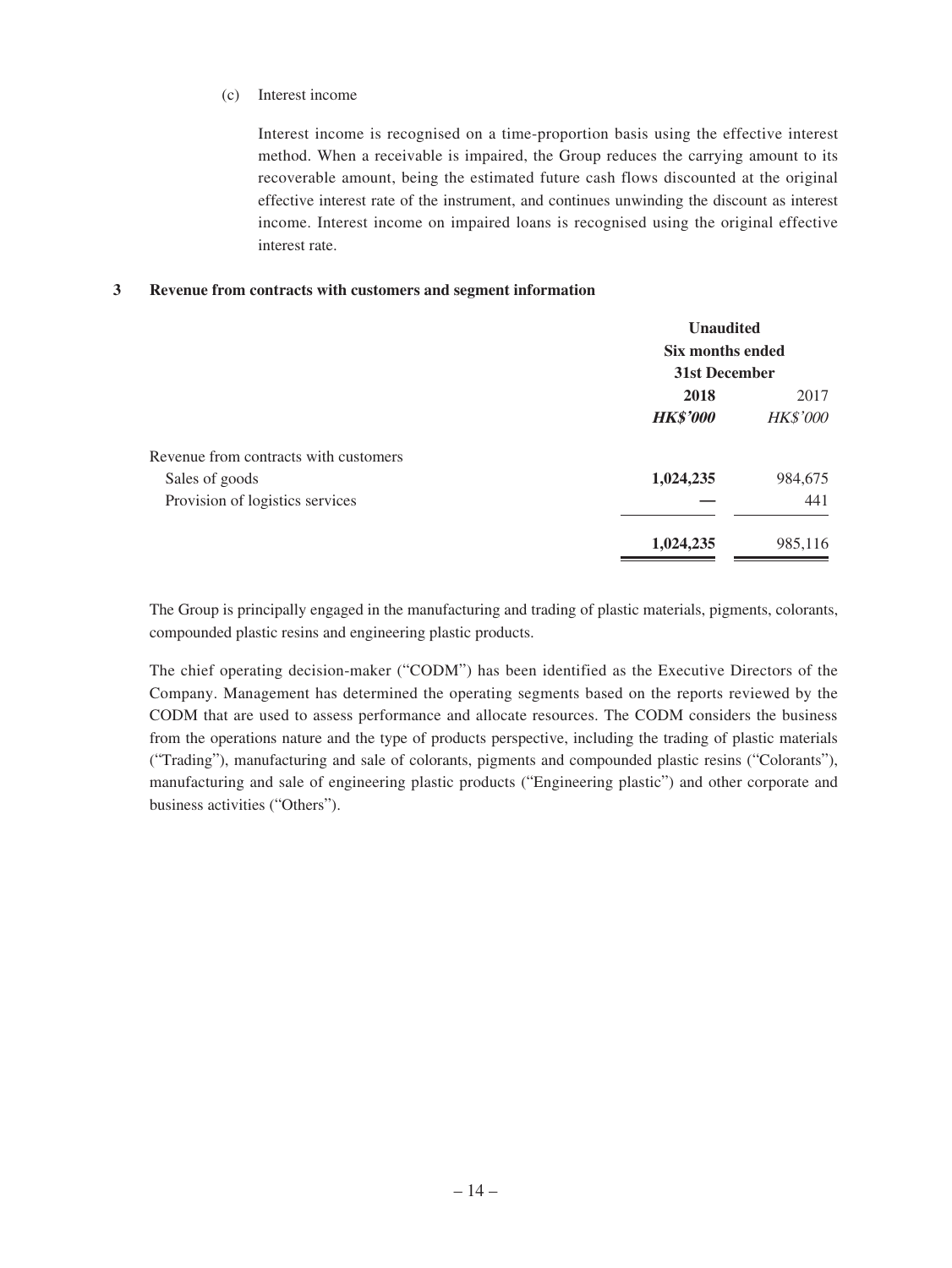(c) Interest income

Interest income is recognised on a time-proportion basis using the effective interest method. When a receivable is impaired, the Group reduces the carrying amount to its recoverable amount, being the estimated future cash flows discounted at the original effective interest rate of the instrument, and continues unwinding the discount as interest income. Interest income on impaired loans is recognised using the original effective interest rate.

## 3 Revenue from contracts with customers and segment information

| | Unaudited | |
|---|---|---|
| | Six months ended 31st December | |
| | **2018** | 2017 |
| | ***HK$'000*** | *HK$'000* |
| Revenue from contracts with customers | | |
| Sales of goods | **1,024,235** | 984,675 |
| Provision of logistics services | **—** | 441 |
| | **1,024,235** | 985,116 |

The Group is principally engaged in the manufacturing and trading of plastic materials, pigments, colorants, compounded plastic resins and engineering plastic products.

The chief operating decision-maker ("CODM") has been identified as the Executive Directors of the Company. Management has determined the operating segments based on the reports reviewed by the CODM that are used to assess performance and allocate resources. The CODM considers the business from the operations nature and the type of products perspective, including the trading of plastic materials ("Trading"), manufacturing and sale of colorants, pigments and compounded plastic resins ("Colorants"), manufacturing and sale of engineering plastic products ("Engineering plastic") and other corporate and business activities ("Others").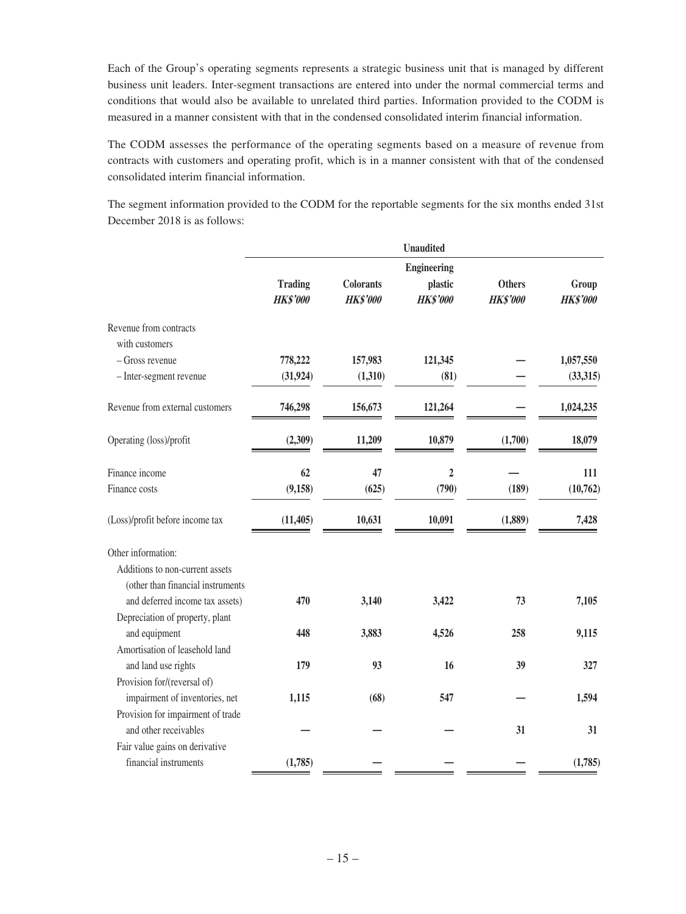Each of the Group's operating segments represents a strategic business unit that is managed by different business unit leaders. Inter-segment transactions are entered into under the normal commercial terms and conditions that would also be available to unrelated third parties. Information provided to the CODM is measured in a manner consistent with that in the condensed consolidated interim financial information.

The CODM assesses the performance of the operating segments based on a measure of revenue from contracts with customers and operating profit, which is in a manner consistent with that of the condensed consolidated interim financial information.

The segment information provided to the CODM for the reportable segments for the six months ended 31st December 2018 is as follows:

| | Unaudited | | | | |
|---|---|---|---|---|---|
| | **Trading** *HK$'000* | **Colorants** *HK$'000* | **Engineering plastic** *HK$'000* | **Others** *HK$'000* | **Group** *HK$'000* |
| Revenue from contracts with customers | | | | | |
| – Gross revenue | 778,222 | 157,983 | 121,345 | — | 1,057,550 |
| – Inter-segment revenue | (31,924) | (1,310) | (81) | — | (33,315) |
| Revenue from external customers | 746,298 | 156,673 | 121,264 | — | 1,024,235 |
| Operating (loss)/profit | (2,309) | 11,209 | 10,879 | (1,700) | 18,079 |
| Finance income | 62 | 47 | 2 | — | 111 |
| Finance costs | (9,158) | (625) | (790) | (189) | (10,762) |
| (Loss)/profit before income tax | (11,405) | 10,631 | 10,091 | (1,889) | 7,428 |
| Other information: | | | | | |
| Additions to non-current assets (other than financial instruments and deferred income tax assets) | 470 | 3,140 | 3,422 | 73 | 7,105 |
| Depreciation of property, plant and equipment | 448 | 3,883 | 4,526 | 258 | 9,115 |
| Amortisation of leasehold land and land use rights | 179 | 93 | 16 | 39 | 327 |
| Provision for/(reversal of) impairment of inventories, net | 1,115 | (68) | 547 | — | 1,594 |
| Provision for impairment of trade and other receivables | — | — | — | 31 | 31 |
| Fair value gains on derivative financial instruments | (1,785) | — | — | — | (1,785) |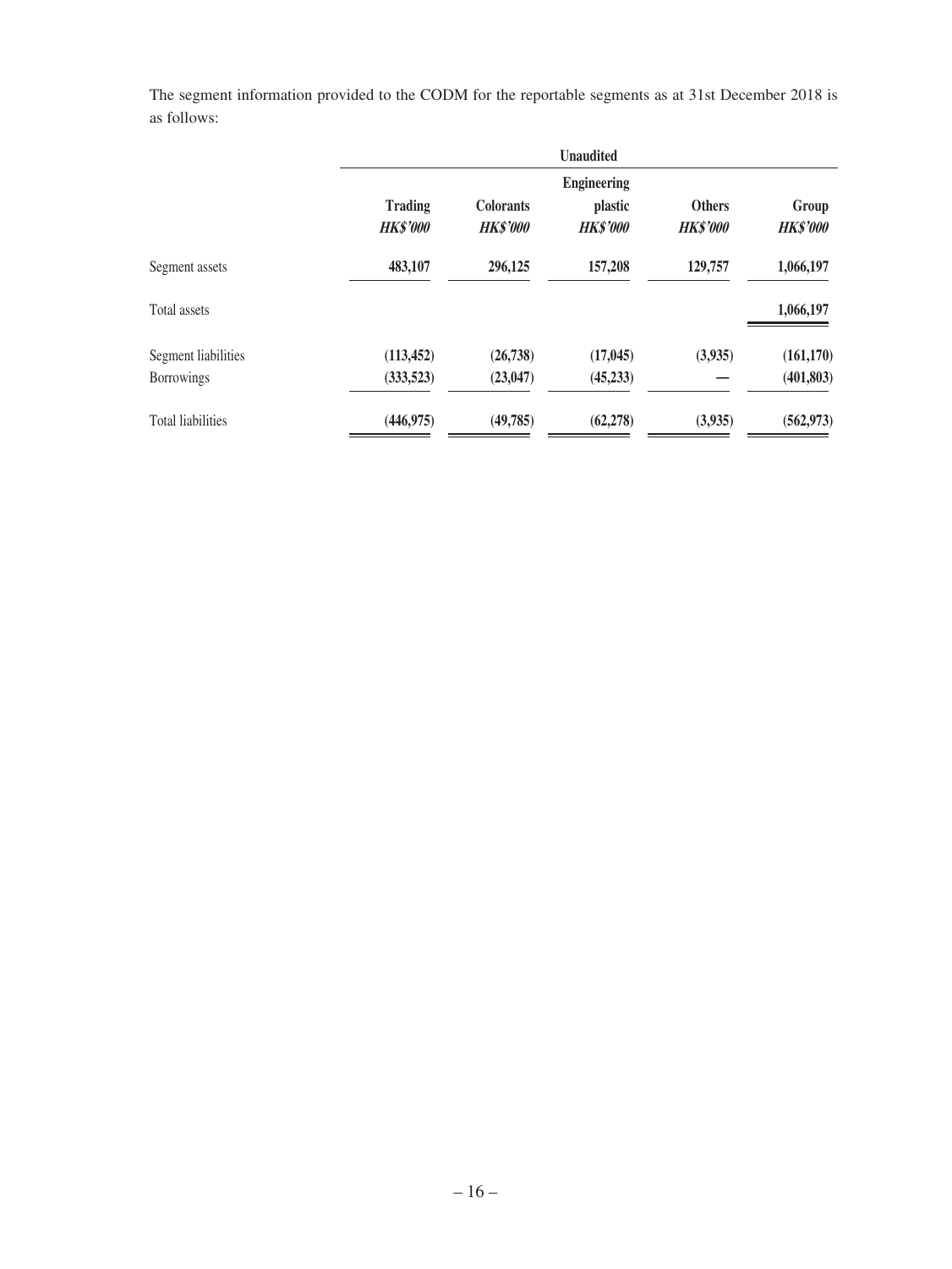The segment information provided to the CODM for the reportable segments as at 31st December 2018 is as follows:

| | Unaudited | | | | |
|---|---|---|---|---|---|
| | **Trading** | **Colorants** | **Engineering plastic** | **Others** | **Group** |
| | ***HK$'000*** | ***HK$'000*** | ***HK$'000*** | ***HK$'000*** | ***HK$'000*** |
| Segment assets | **483,107** | **296,125** | **157,208** | **129,757** | **1,066,197** |
| Total assets | | | | | **1,066,197** |
| Segment liabilities | **(113,452)** | **(26,738)** | **(17,045)** | **(3,935)** | **(161,170)** |
| Borrowings | **(333,523)** | **(23,047)** | **(45,233)** | **—** | **(401,803)** |
| Total liabilities | **(446,975)** | **(49,785)** | **(62,278)** | **(3,935)** | **(562,973)** |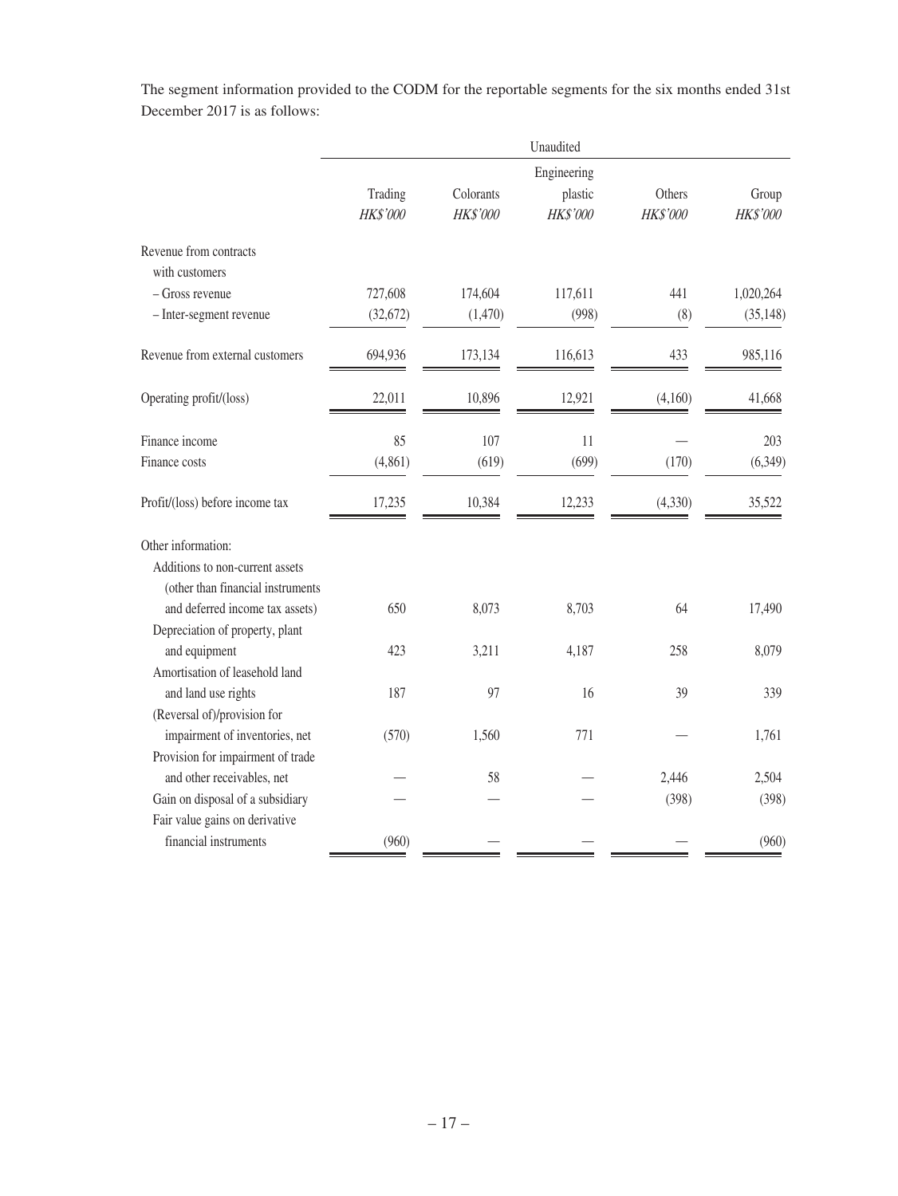The segment information provided to the CODM for the reportable segments for the six months ended 31st December 2017 is as follows:

| | Unaudited | | | | |
|---|---|---|---|---|---|
| | Trading *HK$'000* | Colorants *HK$'000* | Engineering plastic *HK$'000* | Others *HK$'000* | Group *HK$'000* |
| Revenue from contracts with customers | | | | | |
| – Gross revenue | 727,608 | 174,604 | 117,611 | 441 | 1,020,264 |
| – Inter-segment revenue | (32,672) | (1,470) | (998) | (8) | (35,148) |
| Revenue from external customers | 694,936 | 173,134 | 116,613 | 433 | 985,116 |
| Operating profit/(loss) | 22,011 | 10,896 | 12,921 | (4,160) | 41,668 |
| Finance income | 85 | 107 | 11 | — | 203 |
| Finance costs | (4,861) | (619) | (699) | (170) | (6,349) |
| Profit/(loss) before income tax | 17,235 | 10,384 | 12,233 | (4,330) | 35,522 |
| Other information: | | | | | |
| Additions to non-current assets (other than financial instruments and deferred income tax assets) | 650 | 8,073 | 8,703 | 64 | 17,490 |
| Depreciation of property, plant and equipment | 423 | 3,211 | 4,187 | 258 | 8,079 |
| Amortisation of leasehold land and land use rights | 187 | 97 | 16 | 39 | 339 |
| (Reversal of)/provision for impairment of inventories, net | (570) | 1,560 | 771 | — | 1,761 |
| Provision for impairment of trade and other receivables, net | — | 58 | — | 2,446 | 2,504 |
| Gain on disposal of a subsidiary | — | — | — | (398) | (398) |
| Fair value gains on derivative financial instruments | (960) | — | — | — | (960) |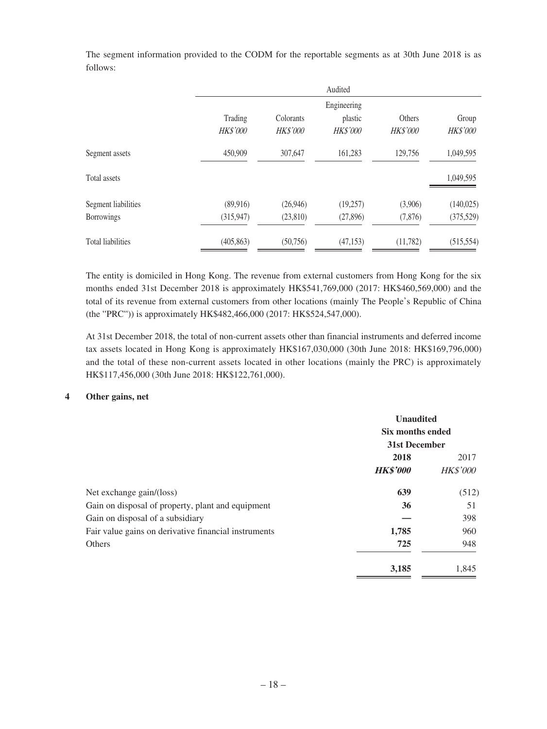The segment information provided to the CODM for the reportable segments as at 30th June 2018 is as follows:

| | Audited | | | | |
|---|---|---|---|---|---|
| | Trading *HK$'000* | Colorants *HK$'000* | Engineering plastic *HK$'000* | Others *HK$'000* | Group *HK$'000* |
| Segment assets | 450,909 | 307,647 | 161,283 | 129,756 | 1,049,595 |
| Total assets | | | | | 1,049,595 |
| Segment liabilities | (89,916) | (26,946) | (19,257) | (3,906) | (140,025) |
| Borrowings | (315,947) | (23,810) | (27,896) | (7,876) | (375,529) |
| Total liabilities | (405,863) | (50,756) | (47,153) | (11,782) | (515,554) |

The entity is domiciled in Hong Kong. The revenue from external customers from Hong Kong for the six months ended 31st December 2018 is approximately HK$541,769,000 (2017: HK$460,569,000) and the total of its revenue from external customers from other locations (mainly The People's Republic of China (the "PRC")) is approximately HK$482,466,000 (2017: HK$524,547,000).

At 31st December 2018, the total of non-current assets other than financial instruments and deferred income tax assets located in Hong Kong is approximately HK$167,030,000 (30th June 2018: HK$169,796,000) and the total of these non-current assets located in other locations (mainly the PRC) is approximately HK$117,456,000 (30th June 2018: HK$122,761,000).

## 4 Other gains, net

| | **Unaudited Six months ended 31st December** | |
|---|---|---|
| | **2018** ***HK$'000*** | 2017 *HK$'000* |
| Net exchange gain/(loss) | **639** | (512) |
| Gain on disposal of property, plant and equipment | **36** | 51 |
| Gain on disposal of a subsidiary | **—** | 398 |
| Fair value gains on derivative financial instruments | **1,785** | 960 |
| Others | **725** | 948 |
| | **3,185** | 1,845 |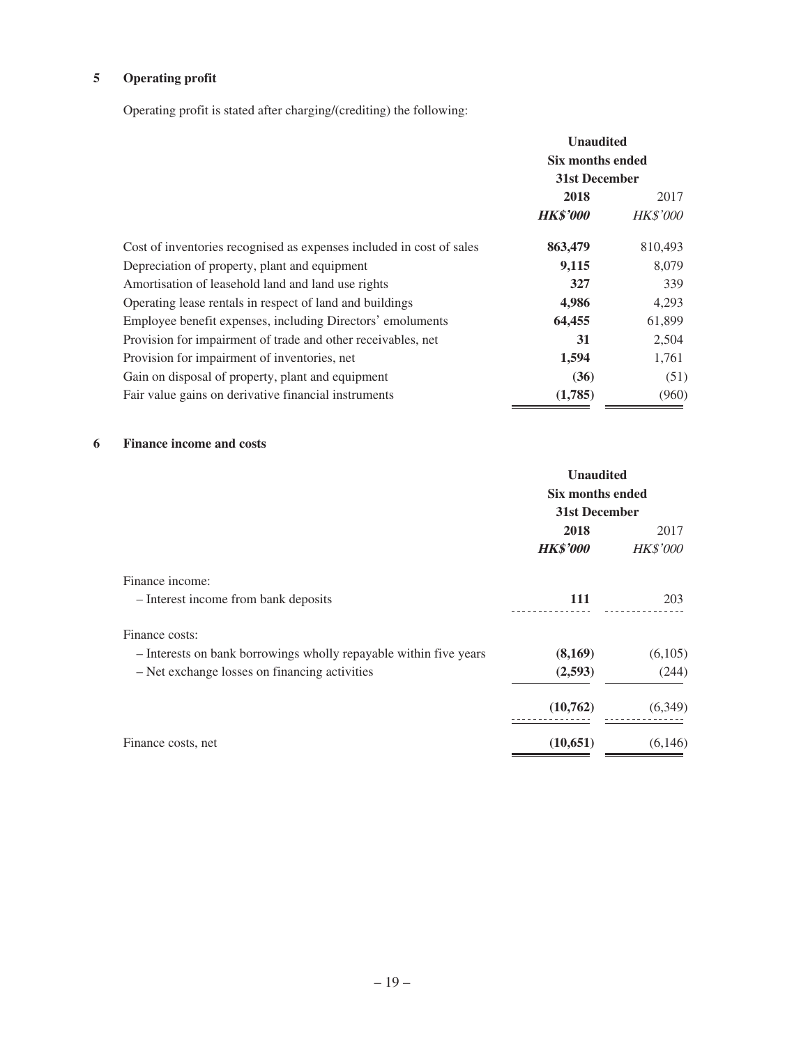## 5 Operating profit

Operating profit is stated after charging/(crediting) the following:

| | Unaudited Six months ended 31st December | |
|---|---|---|
| | **2018** | 2017 |
| | ***HK$'000*** | *HK$'000* |
| Cost of inventories recognised as expenses included in cost of sales | **863,479** | 810,493 |
| Depreciation of property, plant and equipment | **9,115** | 8,079 |
| Amortisation of leasehold land and land use rights | **327** | 339 |
| Operating lease rentals in respect of land and buildings | **4,986** | 4,293 |
| Employee benefit expenses, including Directors' emoluments | **64,455** | 61,899 |
| Provision for impairment of trade and other receivables, net | **31** | 2,504 |
| Provision for impairment of inventories, net | **1,594** | 1,761 |
| Gain on disposal of property, plant and equipment | **(36)** | (51) |
| Fair value gains on derivative financial instruments | **(1,785)** | (960) |

## 6 Finance income and costs

| | Unaudited Six months ended 31st December | |
|---|---|---|
| | **2018** | 2017 |
| | ***HK$'000*** | *HK$'000* |
| Finance income: | | |
| – Interest income from bank deposits | **111** | 203 |
| Finance costs: | | |
| – Interests on bank borrowings wholly repayable within five years | **(8,169)** | (6,105) |
| – Net exchange losses on financing activities | **(2,593)** | (244) |
| | **(10,762)** | (6,349) |
| Finance costs, net | **(10,651)** | (6,146) |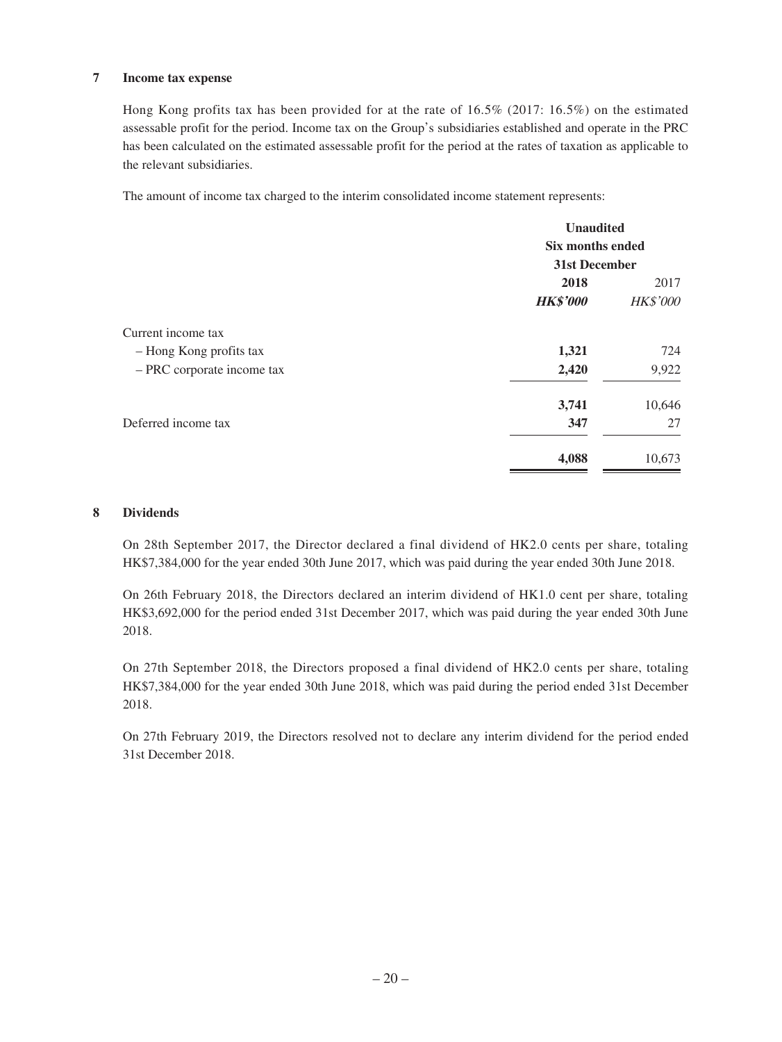## 7 Income tax expense

Hong Kong profits tax has been provided for at the rate of 16.5% (2017: 16.5%) on the estimated assessable profit for the period. Income tax on the Group's subsidiaries established and operate in the PRC has been calculated on the estimated assessable profit for the period at the rates of taxation as applicable to the relevant subsidiaries.

The amount of income tax charged to the interim consolidated income statement represents:

| | Unaudited Six months ended 31st December | |
|---|---|---|
| | **2018** | 2017 |
| | ***HK$'000*** | *HK$'000* |
| Current income tax | | |
| – Hong Kong profits tax | **1,321** | 724 |
| – PRC corporate income tax | **2,420** | 9,922 |
| | **3,741** | 10,646 |
| Deferred income tax | **347** | 27 |
| | **4,088** | 10,673 |

## 8 Dividends

On 28th September 2017, the Director declared a final dividend of HK2.0 cents per share, totaling HK$7,384,000 for the year ended 30th June 2017, which was paid during the year ended 30th June 2018.

On 26th February 2018, the Directors declared an interim dividend of HK1.0 cent per share, totaling HK$3,692,000 for the period ended 31st December 2017, which was paid during the year ended 30th June 2018.

On 27th September 2018, the Directors proposed a final dividend of HK2.0 cents per share, totaling HK$7,384,000 for the year ended 30th June 2018, which was paid during the period ended 31st December 2018.

On 27th February 2019, the Directors resolved not to declare any interim dividend for the period ended 31st December 2018.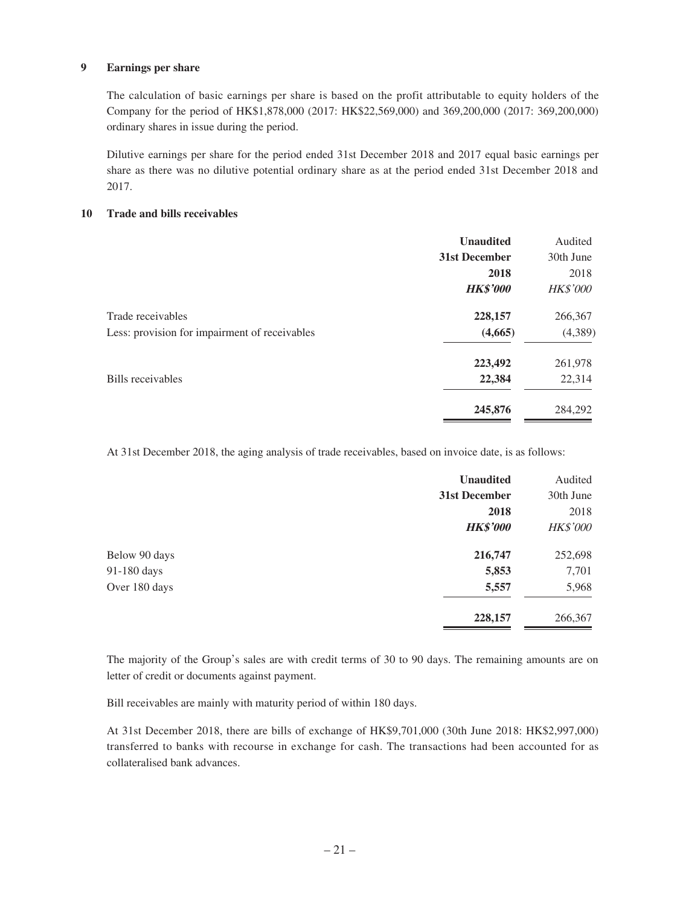## 9 Earnings per share

The calculation of basic earnings per share is based on the profit attributable to equity holders of the Company for the period of HK$1,878,000 (2017: HK$22,569,000) and 369,200,000 (2017: 369,200,000) ordinary shares in issue during the period.

Dilutive earnings per share for the period ended 31st December 2018 and 2017 equal basic earnings per share as there was no dilutive potential ordinary share as at the period ended 31st December 2018 and 2017.

## 10 Trade and bills receivables

| | **Unaudited 31st December 2018** | Audited 30th June 2018 |
|---|---|---|
| | ***HK$'000*** | *HK$'000* |
| Trade receivables | **228,157** | 266,367 |
| Less: provision for impairment of receivables | **(4,665)** | (4,389) |
| | **223,492** | 261,978 |
| Bills receivables | **22,384** | 22,314 |
| | **245,876** | 284,292 |

At 31st December 2018, the aging analysis of trade receivables, based on invoice date, is as follows:

| | **Unaudited 31st December 2018** | Audited 30th June 2018 |
|---|---|---|
| | ***HK$'000*** | *HK$'000* |
| Below 90 days | **216,747** | 252,698 |
| 91-180 days | **5,853** | 7,701 |
| Over 180 days | **5,557** | 5,968 |
| | **228,157** | 266,367 |

The majority of the Group's sales are with credit terms of 30 to 90 days. The remaining amounts are on letter of credit or documents against payment.

Bill receivables are mainly with maturity period of within 180 days.

At 31st December 2018, there are bills of exchange of HK$9,701,000 (30th June 2018: HK$2,997,000) transferred to banks with recourse in exchange for cash. The transactions had been accounted for as collateralised bank advances.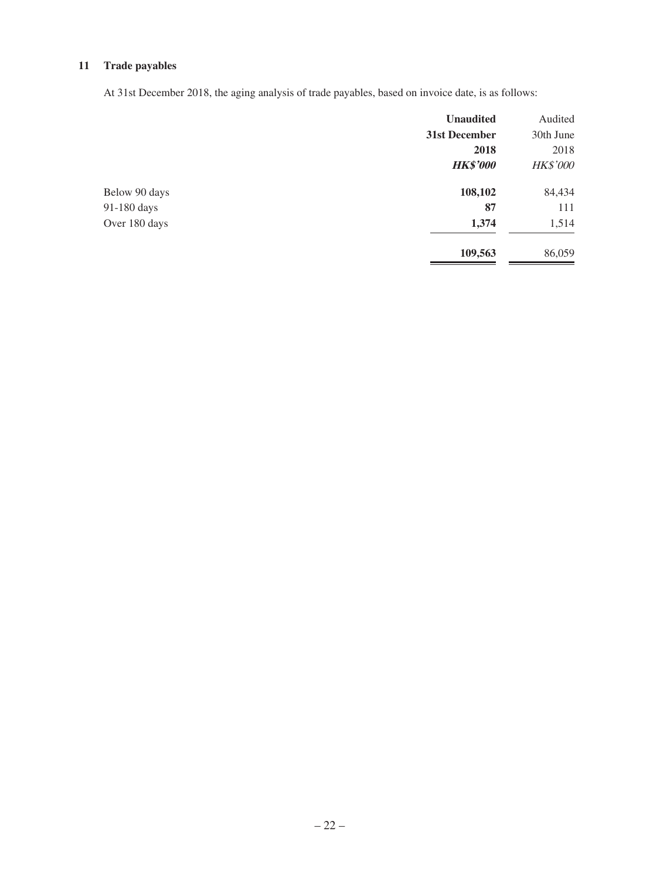## 11 Trade payables

At 31st December 2018, the aging analysis of trade payables, based on invoice date, is as follows:

| | **Unaudited 31st December 2018** | Audited 30th June 2018 |
|---|---|---|
| | ***HK$'000*** | *HK$'000* |
| Below 90 days | **108,102** | 84,434 |
| 91-180 days | **87** | 111 |
| Over 180 days | **1,374** | 1,514 |
| | **109,563** | 86,059 |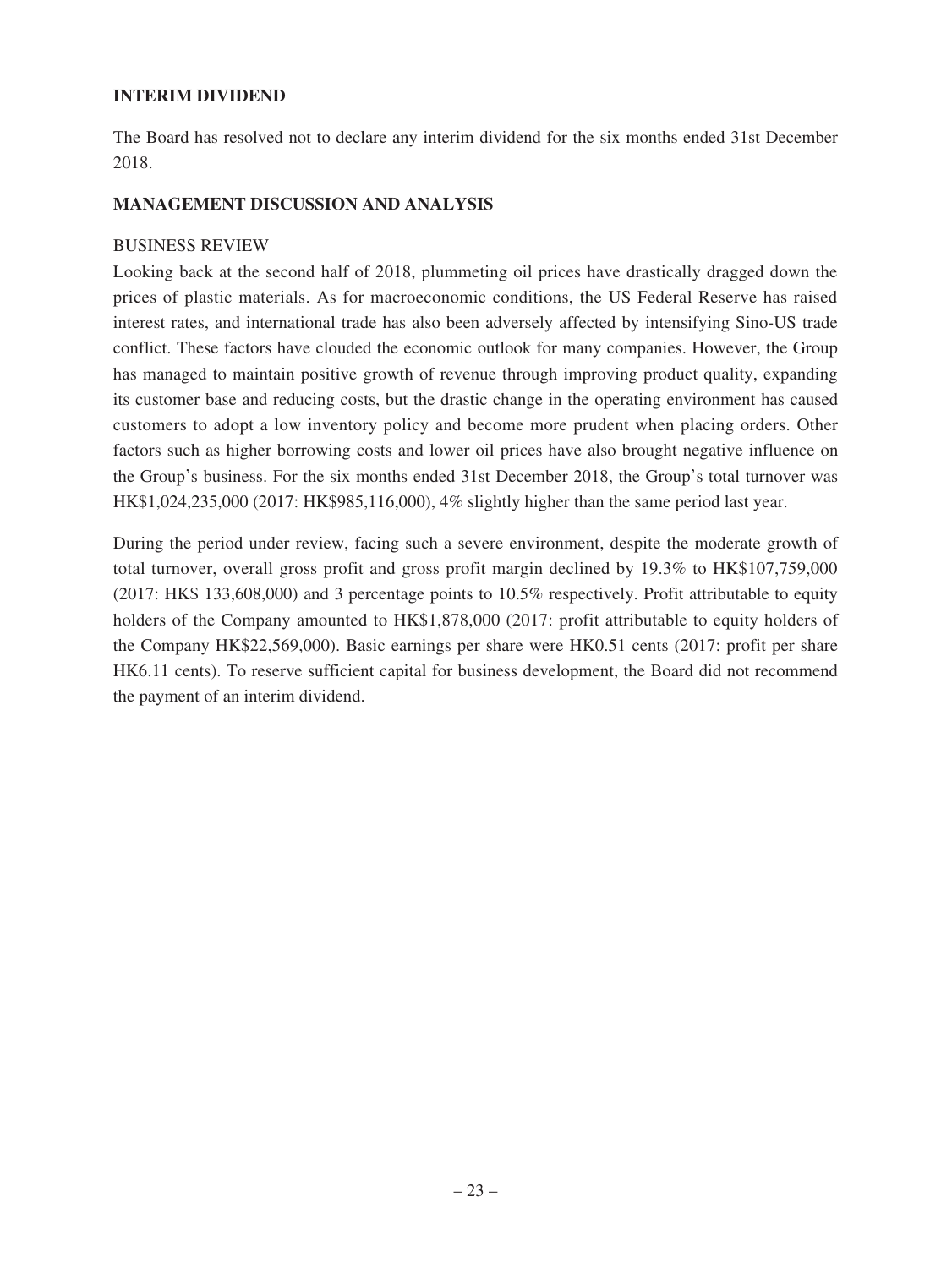## INTERIM DIVIDEND

The Board has resolved not to declare any interim dividend for the six months ended 31st December 2018.

## MANAGEMENT DISCUSSION AND ANALYSIS

### BUSINESS REVIEW

Looking back at the second half of 2018, plummeting oil prices have drastically dragged down the prices of plastic materials. As for macroeconomic conditions, the US Federal Reserve has raised interest rates, and international trade has also been adversely affected by intensifying Sino-US trade conflict. These factors have clouded the economic outlook for many companies. However, the Group has managed to maintain positive growth of revenue through improving product quality, expanding its customer base and reducing costs, but the drastic change in the operating environment has caused customers to adopt a low inventory policy and become more prudent when placing orders. Other factors such as higher borrowing costs and lower oil prices have also brought negative influence on the Group's business. For the six months ended 31st December 2018, the Group's total turnover was HK$1,024,235,000 (2017: HK$985,116,000), 4% slightly higher than the same period last year.

During the period under review, facing such a severe environment, despite the moderate growth of total turnover, overall gross profit and gross profit margin declined by 19.3% to HK$107,759,000 (2017: HK$ 133,608,000) and 3 percentage points to 10.5% respectively. Profit attributable to equity holders of the Company amounted to HK$1,878,000 (2017: profit attributable to equity holders of the Company HK$22,569,000). Basic earnings per share were HK0.51 cents (2017: profit per share HK6.11 cents). To reserve sufficient capital for business development, the Board did not recommend the payment of an interim dividend.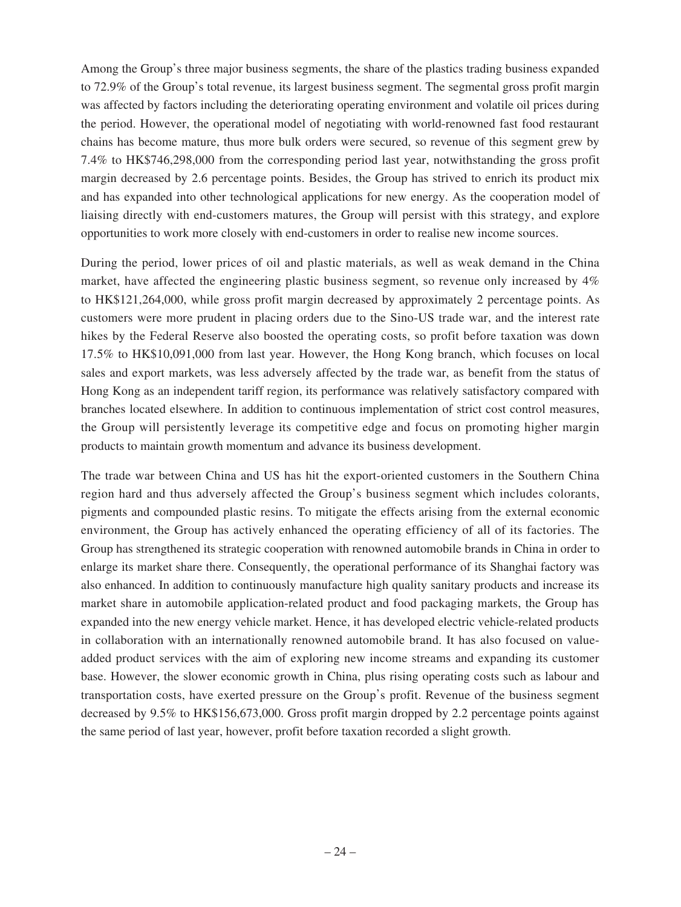Among the Group's three major business segments, the share of the plastics trading business expanded to 72.9% of the Group's total revenue, its largest business segment. The segmental gross profit margin was affected by factors including the deteriorating operating environment and volatile oil prices during the period. However, the operational model of negotiating with world-renowned fast food restaurant chains has become mature, thus more bulk orders were secured, so revenue of this segment grew by 7.4% to HK$746,298,000 from the corresponding period last year, notwithstanding the gross profit margin decreased by 2.6 percentage points. Besides, the Group has strived to enrich its product mix and has expanded into other technological applications for new energy. As the cooperation model of liaising directly with end-customers matures, the Group will persist with this strategy, and explore opportunities to work more closely with end-customers in order to realise new income sources.

During the period, lower prices of oil and plastic materials, as well as weak demand in the China market, have affected the engineering plastic business segment, so revenue only increased by 4% to HK$121,264,000, while gross profit margin decreased by approximately 2 percentage points. As customers were more prudent in placing orders due to the Sino-US trade war, and the interest rate hikes by the Federal Reserve also boosted the operating costs, so profit before taxation was down 17.5% to HK$10,091,000 from last year. However, the Hong Kong branch, which focuses on local sales and export markets, was less adversely affected by the trade war, as benefit from the status of Hong Kong as an independent tariff region, its performance was relatively satisfactory compared with branches located elsewhere. In addition to continuous implementation of strict cost control measures, the Group will persistently leverage its competitive edge and focus on promoting higher margin products to maintain growth momentum and advance its business development.

The trade war between China and US has hit the export-oriented customers in the Southern China region hard and thus adversely affected the Group's business segment which includes colorants, pigments and compounded plastic resins. To mitigate the effects arising from the external economic environment, the Group has actively enhanced the operating efficiency of all of its factories. The Group has strengthened its strategic cooperation with renowned automobile brands in China in order to enlarge its market share there. Consequently, the operational performance of its Shanghai factory was also enhanced. In addition to continuously manufacture high quality sanitary products and increase its market share in automobile application-related product and food packaging markets, the Group has expanded into the new energy vehicle market. Hence, it has developed electric vehicle-related products in collaboration with an internationally renowned automobile brand. It has also focused on value-added product services with the aim of exploring new income streams and expanding its customer base. However, the slower economic growth in China, plus rising operating costs such as labour and transportation costs, have exerted pressure on the Group's profit. Revenue of the business segment decreased by 9.5% to HK$156,673,000. Gross profit margin dropped by 2.2 percentage points against the same period of last year, however, profit before taxation recorded a slight growth.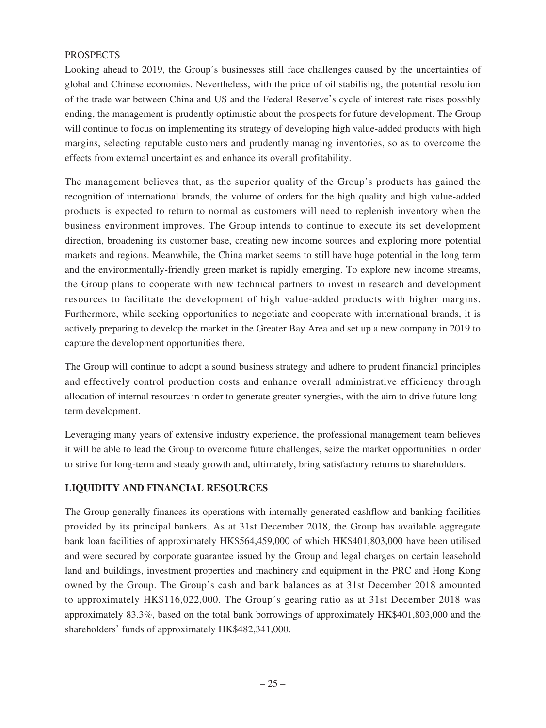## PROSPECTS

Looking ahead to 2019, the Group's businesses still face challenges caused by the uncertainties of global and Chinese economies. Nevertheless, with the price of oil stabilising, the potential resolution of the trade war between China and US and the Federal Reserve's cycle of interest rate rises possibly ending, the management is prudently optimistic about the prospects for future development. The Group will continue to focus on implementing its strategy of developing high value-added products with high margins, selecting reputable customers and prudently managing inventories, so as to overcome the effects from external uncertainties and enhance its overall profitability.

The management believes that, as the superior quality of the Group's products has gained the recognition of international brands, the volume of orders for the high quality and high value-added products is expected to return to normal as customers will need to replenish inventory when the business environment improves. The Group intends to continue to execute its set development direction, broadening its customer base, creating new income sources and exploring more potential markets and regions. Meanwhile, the China market seems to still have huge potential in the long term and the environmentally-friendly green market is rapidly emerging. To explore new income streams, the Group plans to cooperate with new technical partners to invest in research and development resources to facilitate the development of high value-added products with higher margins. Furthermore, while seeking opportunities to negotiate and cooperate with international brands, it is actively preparing to develop the market in the Greater Bay Area and set up a new company in 2019 to capture the development opportunities there.

The Group will continue to adopt a sound business strategy and adhere to prudent financial principles and effectively control production costs and enhance overall administrative efficiency through allocation of internal resources in order to generate greater synergies, with the aim to drive future long-term development.

Leveraging many years of extensive industry experience, the professional management team believes it will be able to lead the Group to overcome future challenges, seize the market opportunities in order to strive for long-term and steady growth and, ultimately, bring satisfactory returns to shareholders.

## LIQUIDITY AND FINANCIAL RESOURCES

The Group generally finances its operations with internally generated cashflow and banking facilities provided by its principal bankers. As at 31st December 2018, the Group has available aggregate bank loan facilities of approximately HK$564,459,000 of which HK$401,803,000 have been utilised and were secured by corporate guarantee issued by the Group and legal charges on certain leasehold land and buildings, investment properties and machinery and equipment in the PRC and Hong Kong owned by the Group. The Group's cash and bank balances as at 31st December 2018 amounted to approximately HK$116,022,000. The Group's gearing ratio as at 31st December 2018 was approximately 83.3%, based on the total bank borrowings of approximately HK$401,803,000 and the shareholders' funds of approximately HK$482,341,000.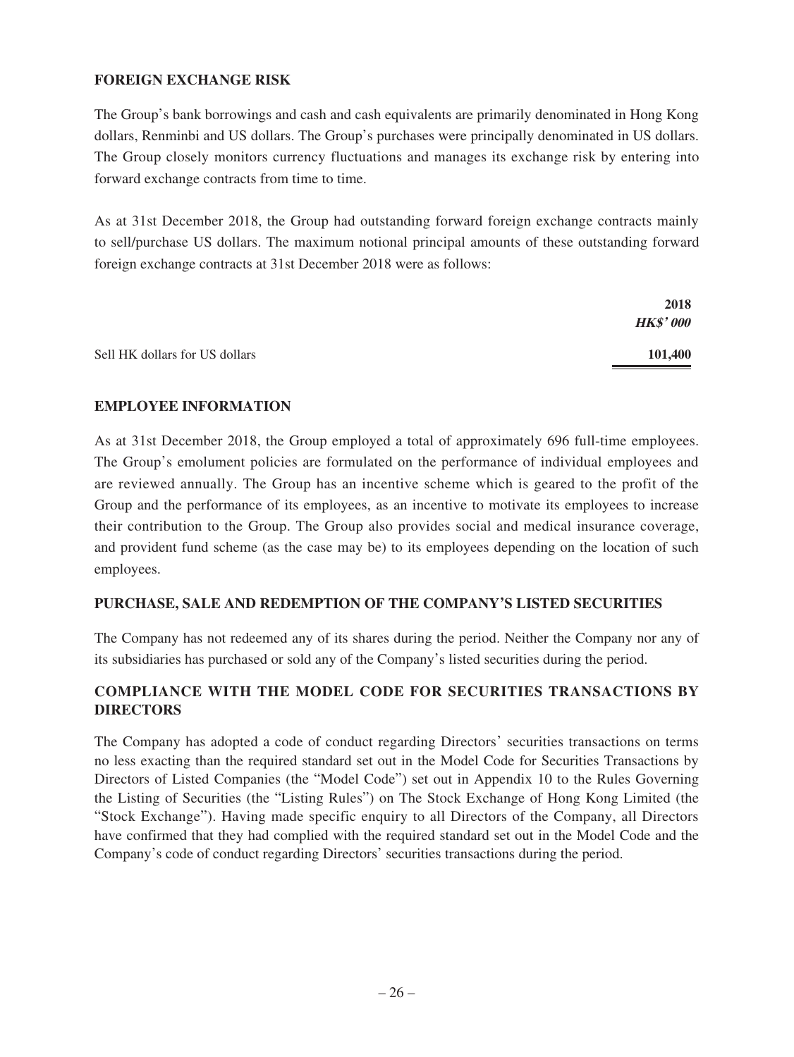## FOREIGN EXCHANGE RISK

The Group's bank borrowings and cash and cash equivalents are primarily denominated in Hong Kong dollars, Renminbi and US dollars. The Group's purchases were principally denominated in US dollars. The Group closely monitors currency fluctuations and manages its exchange risk by entering into forward exchange contracts from time to time.

As at 31st December 2018, the Group had outstanding forward foreign exchange contracts mainly to sell/purchase US dollars. The maximum notional principal amounts of these outstanding forward foreign exchange contracts at 31st December 2018 were as follows:

| | **2018** |
|---|---|
| | ***HK$' 000*** |
| Sell HK dollars for US dollars | **101,400** |

## EMPLOYEE INFORMATION

As at 31st December 2018, the Group employed a total of approximately 696 full-time employees. The Group's emolument policies are formulated on the performance of individual employees and are reviewed annually. The Group has an incentive scheme which is geared to the profit of the Group and the performance of its employees, as an incentive to motivate its employees to increase their contribution to the Group. The Group also provides social and medical insurance coverage, and provident fund scheme (as the case may be) to its employees depending on the location of such employees.

## PURCHASE, SALE AND REDEMPTION OF THE COMPANY'S LISTED SECURITIES

The Company has not redeemed any of its shares during the period. Neither the Company nor any of its subsidiaries has purchased or sold any of the Company's listed securities during the period.

## COMPLIANCE WITH THE MODEL CODE FOR SECURITIES TRANSACTIONS BY DIRECTORS

The Company has adopted a code of conduct regarding Directors' securities transactions on terms no less exacting than the required standard set out in the Model Code for Securities Transactions by Directors of Listed Companies (the "Model Code") set out in Appendix 10 to the Rules Governing the Listing of Securities (the "Listing Rules") on The Stock Exchange of Hong Kong Limited (the "Stock Exchange"). Having made specific enquiry to all Directors of the Company, all Directors have confirmed that they had complied with the required standard set out in the Model Code and the Company's code of conduct regarding Directors' securities transactions during the period.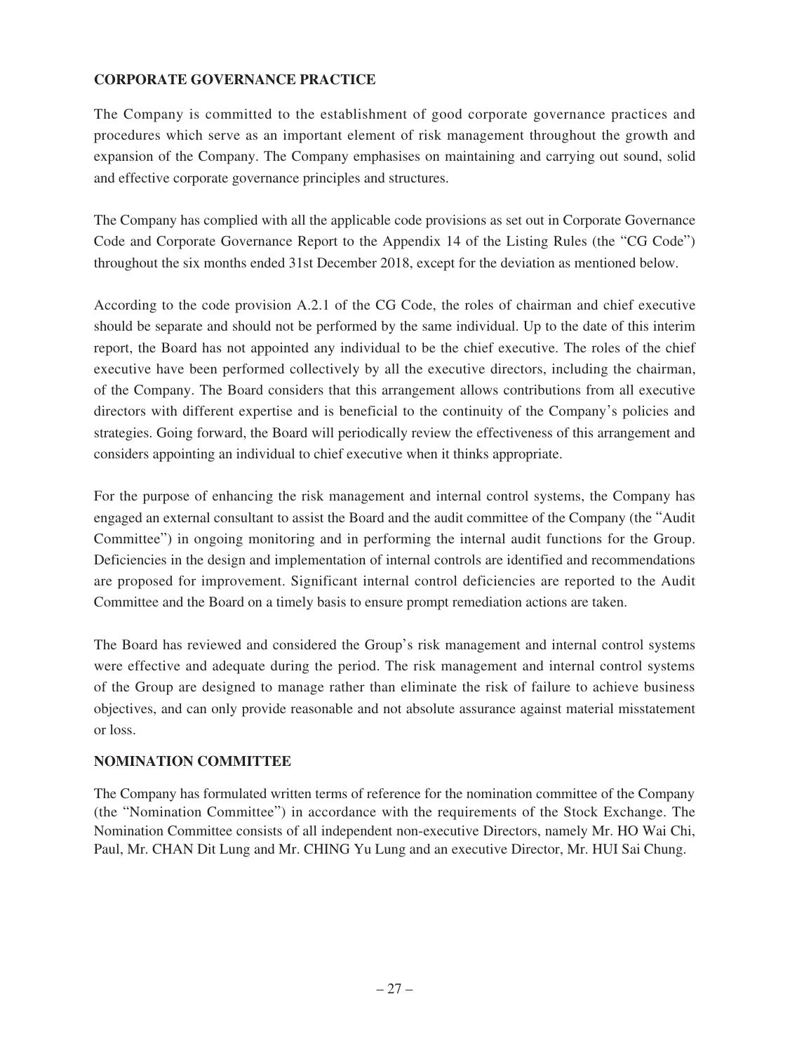## CORPORATE GOVERNANCE PRACTICE

The Company is committed to the establishment of good corporate governance practices and procedures which serve as an important element of risk management throughout the growth and expansion of the Company. The Company emphasises on maintaining and carrying out sound, solid and effective corporate governance principles and structures.

The Company has complied with all the applicable code provisions as set out in Corporate Governance Code and Corporate Governance Report to the Appendix 14 of the Listing Rules (the "CG Code") throughout the six months ended 31st December 2018, except for the deviation as mentioned below.

According to the code provision A.2.1 of the CG Code, the roles of chairman and chief executive should be separate and should not be performed by the same individual. Up to the date of this interim report, the Board has not appointed any individual to be the chief executive. The roles of the chief executive have been performed collectively by all the executive directors, including the chairman, of the Company. The Board considers that this arrangement allows contributions from all executive directors with different expertise and is beneficial to the continuity of the Company's policies and strategies. Going forward, the Board will periodically review the effectiveness of this arrangement and considers appointing an individual to chief executive when it thinks appropriate.

For the purpose of enhancing the risk management and internal control systems, the Company has engaged an external consultant to assist the Board and the audit committee of the Company (the "Audit Committee") in ongoing monitoring and in performing the internal audit functions for the Group. Deficiencies in the design and implementation of internal controls are identified and recommendations are proposed for improvement. Significant internal control deficiencies are reported to the Audit Committee and the Board on a timely basis to ensure prompt remediation actions are taken.

The Board has reviewed and considered the Group's risk management and internal control systems were effective and adequate during the period. The risk management and internal control systems of the Group are designed to manage rather than eliminate the risk of failure to achieve business objectives, and can only provide reasonable and not absolute assurance against material misstatement or loss.

## NOMINATION COMMITTEE

The Company has formulated written terms of reference for the nomination committee of the Company (the "Nomination Committee") in accordance with the requirements of the Stock Exchange. The Nomination Committee consists of all independent non-executive Directors, namely Mr. HO Wai Chi, Paul, Mr. CHAN Dit Lung and Mr. CHING Yu Lung and an executive Director, Mr. HUI Sai Chung.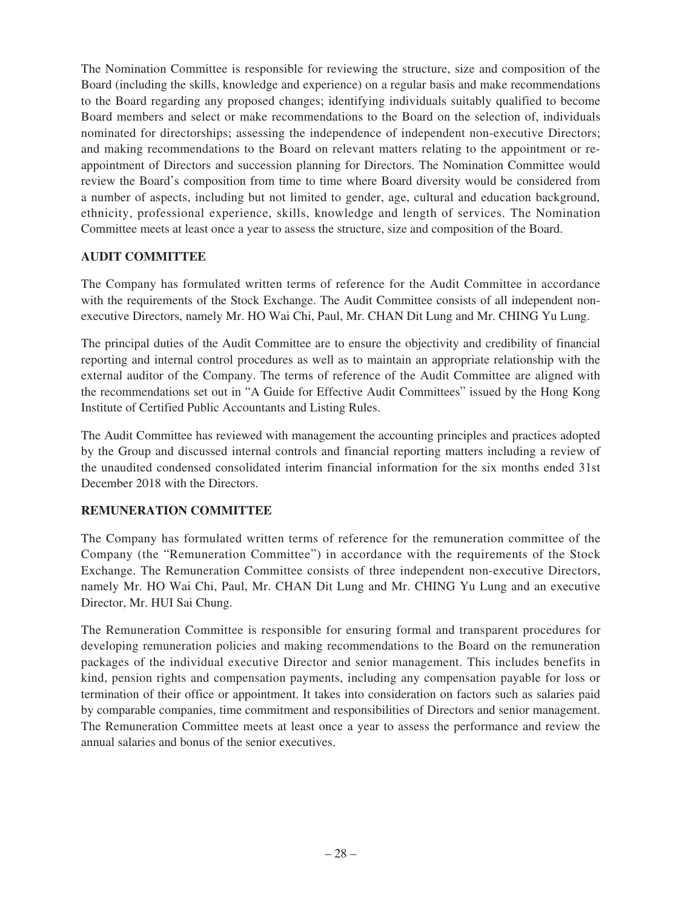The Nomination Committee is responsible for reviewing the structure, size and composition of the Board (including the skills, knowledge and experience) on a regular basis and make recommendations to the Board regarding any proposed changes; identifying individuals suitably qualified to become Board members and select or make recommendations to the Board on the selection of, individuals nominated for directorships; assessing the independence of independent non-executive Directors; and making recommendations to the Board on relevant matters relating to the appointment or re-appointment of Directors and succession planning for Directors. The Nomination Committee would review the Board's composition from time to time where Board diversity would be considered from a number of aspects, including but not limited to gender, age, cultural and education background, ethnicity, professional experience, skills, knowledge and length of services. The Nomination Committee meets at least once a year to assess the structure, size and composition of the Board.

## AUDIT COMMITTEE

The Company has formulated written terms of reference for the Audit Committee in accordance with the requirements of the Stock Exchange. The Audit Committee consists of all independent non-executive Directors, namely Mr. HO Wai Chi, Paul, Mr. CHAN Dit Lung and Mr. CHING Yu Lung.

The principal duties of the Audit Committee are to ensure the objectivity and credibility of financial reporting and internal control procedures as well as to maintain an appropriate relationship with the external auditor of the Company. The terms of reference of the Audit Committee are aligned with the recommendations set out in "A Guide for Effective Audit Committees" issued by the Hong Kong Institute of Certified Public Accountants and Listing Rules.

The Audit Committee has reviewed with management the accounting principles and practices adopted by the Group and discussed internal controls and financial reporting matters including a review of the unaudited condensed consolidated interim financial information for the six months ended 31st December 2018 with the Directors.

## REMUNERATION COMMITTEE

The Company has formulated written terms of reference for the remuneration committee of the Company (the "Remuneration Committee") in accordance with the requirements of the Stock Exchange. The Remuneration Committee consists of three independent non-executive Directors, namely Mr. HO Wai Chi, Paul, Mr. CHAN Dit Lung and Mr. CHING Yu Lung and an executive Director, Mr. HUI Sai Chung.

The Remuneration Committee is responsible for ensuring formal and transparent procedures for developing remuneration policies and making recommendations to the Board on the remuneration packages of the individual executive Director and senior management. This includes benefits in kind, pension rights and compensation payments, including any compensation payable for loss or termination of their office or appointment. It takes into consideration on factors such as salaries paid by comparable companies, time commitment and responsibilities of Directors and senior management. The Remuneration Committee meets at least once a year to assess the performance and review the annual salaries and bonus of the senior executives.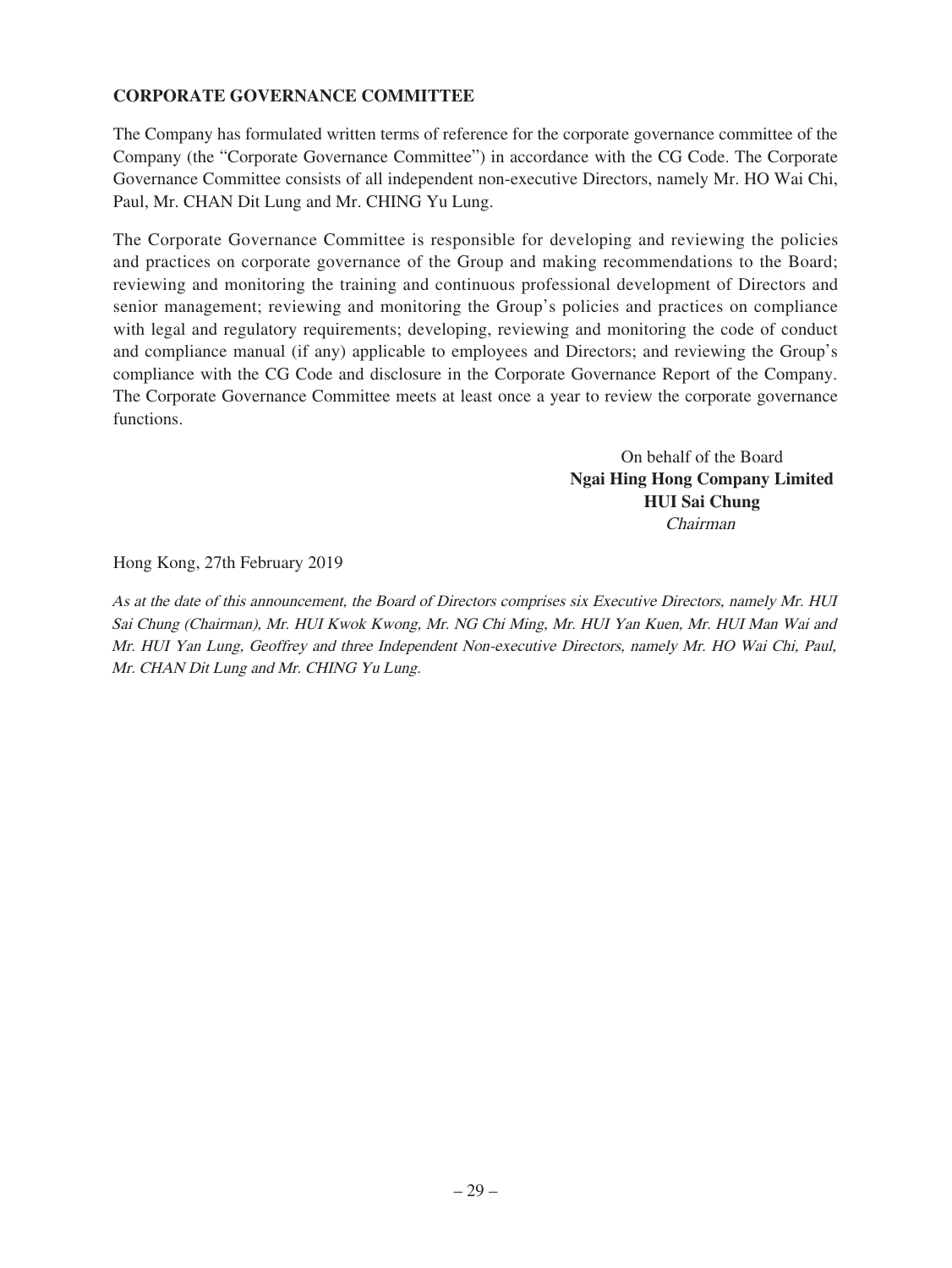**CORPORATE GOVERNANCE COMMITTEE**

The Company has formulated written terms of reference for the corporate governance committee of the Company (the "Corporate Governance Committee") in accordance with the CG Code. The Corporate Governance Committee consists of all independent non-executive Directors, namely Mr. HO Wai Chi, Paul, Mr. CHAN Dit Lung and Mr. CHING Yu Lung.

The Corporate Governance Committee is responsible for developing and reviewing the policies and practices on corporate governance of the Group and making recommendations to the Board; reviewing and monitoring the training and continuous professional development of Directors and senior management; reviewing and monitoring the Group's policies and practices on compliance with legal and regulatory requirements; developing, reviewing and monitoring the code of conduct and compliance manual (if any) applicable to employees and Directors; and reviewing the Group's compliance with the CG Code and disclosure in the Corporate Governance Report of the Company. The Corporate Governance Committee meets at least once a year to review the corporate governance functions.

On behalf of the Board
**Ngai Hing Hong Company Limited**
**HUI Sai Chung**
*Chairman*

Hong Kong, 27th February 2019

*As at the date of this announcement, the Board of Directors comprises six Executive Directors, namely Mr. HUI Sai Chung (Chairman), Mr. HUI Kwok Kwong, Mr. NG Chi Ming, Mr. HUI Yan Kuen, Mr. HUI Man Wai and Mr. HUI Yan Lung, Geoffrey and three Independent Non-executive Directors, namely Mr. HO Wai Chi, Paul, Mr. CHAN Dit Lung and Mr. CHING Yu Lung.*